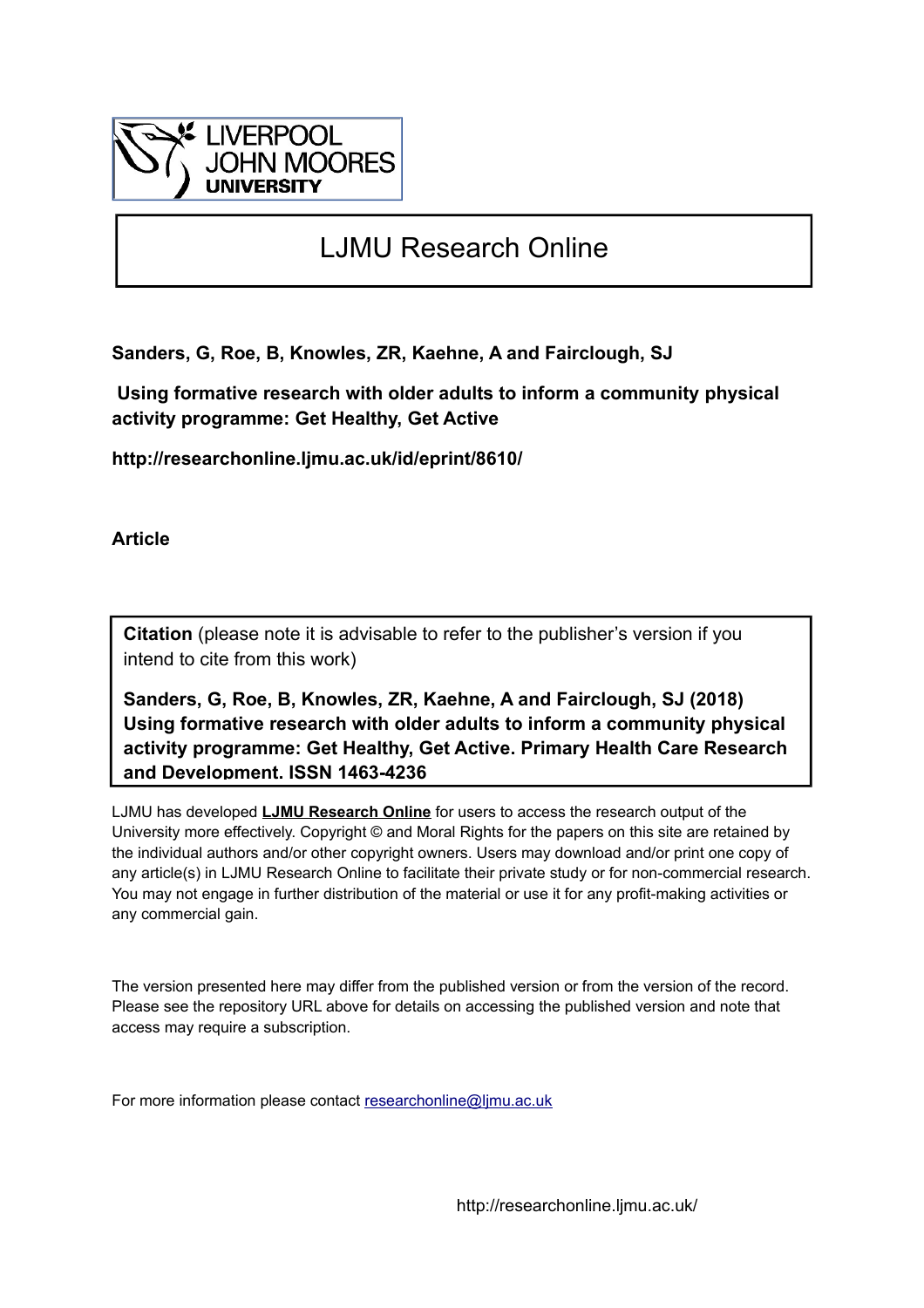LIVERPOOL JOHN MOORES UNIVERSITY

# LJMU Research Online

**Sanders, G, Roe, B, Knowles, ZR, Kaehne, A and Fairclough, SJ**

**Using formative research with older adults to inform a community physical activity programme: Get Healthy, Get Active**

**http://researchonline.ljmu.ac.uk/id/eprint/8610/**

**Article**

**Citation** (please note it is advisable to refer to the publisher's version if you intend to cite from this work)

**Sanders, G, Roe, B, Knowles, ZR, Kaehne, A and Fairclough, SJ (2018) Using formative research with older adults to inform a community physical activity programme: Get Healthy, Get Active. Primary Health Care Research and Development. ISSN 1463-4236**

LJMU has developed **LJMU Research Online** for users to access the research output of the University more effectively. Copyright © and Moral Rights for the papers on this site are retained by the individual authors and/or other copyright owners. Users may download and/or print one copy of any article(s) in LJMU Research Online to facilitate their private study or for non-commercial research. You may not engage in further distribution of the material or use it for any profit-making activities or any commercial gain.

The version presented here may differ from the published version or from the version of the record. Please see the repository URL above for details on accessing the published version and note that access may require a subscription.

For more information please contact researchonline@ljmu.ac.uk

http://researchonline.ljmu.ac.uk/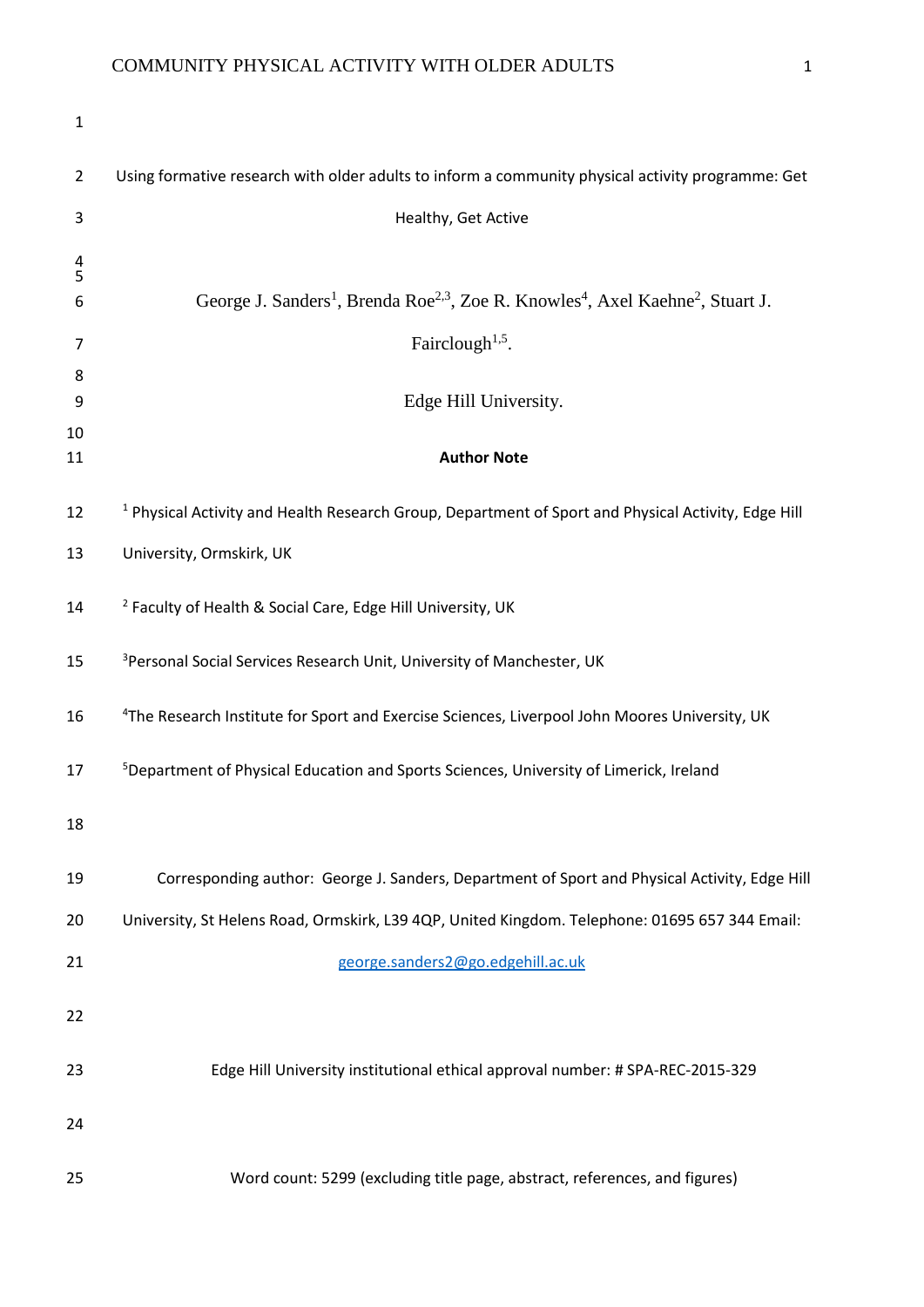# Using formative research with older adults to inform a community physical activity programme: Get Healthy, Get Active

George J. Sanders[1], Brenda Roe[2,3], Zoe R. Knowles[4], Axel Kaehne[2], Stuart J. Fairclough[1,5].

Edge Hill University.

**Author Note**

[1] Physical Activity and Health Research Group, Department of Sport and Physical Activity, Edge Hill University, Ormskirk, UK

[2] Faculty of Health & Social Care, Edge Hill University, UK

[3] Personal Social Services Research Unit, University of Manchester, UK

[4] The Research Institute for Sport and Exercise Sciences, Liverpool John Moores University, UK

[5] Department of Physical Education and Sports Sciences, University of Limerick, Ireland

Corresponding author: George J. Sanders, Department of Sport and Physical Activity, Edge Hill University, St Helens Road, Ormskirk, L39 4QP, United Kingdom. Telephone: 01695 657 344 Email: george.sanders2@go.edgehill.ac.uk

Edge Hill University institutional ethical approval number: # SPA-REC-2015-329

Word count: 5299 (excluding title page, abstract, references, and figures)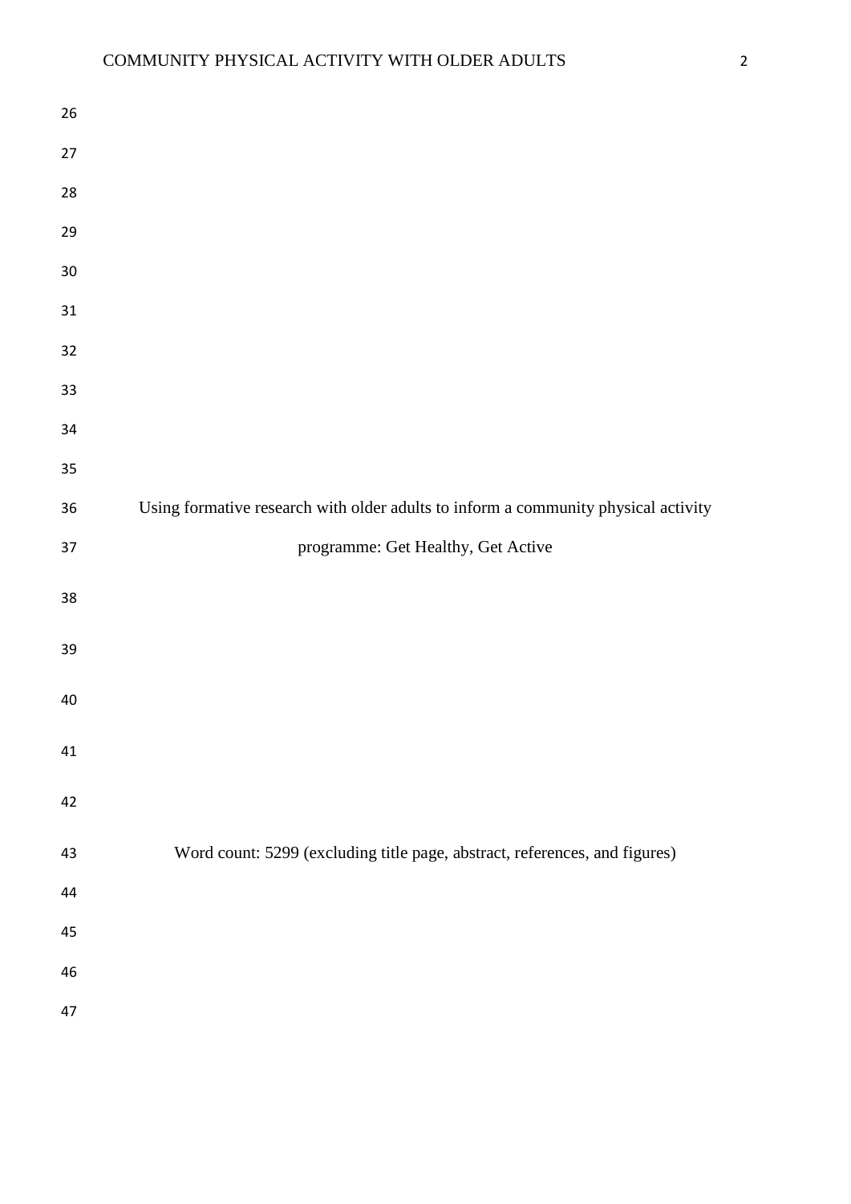# Using formative research with older adults to inform a community physical activity programme: Get Healthy, Get Active

Word count: 5299 (excluding title page, abstract, references, and figures)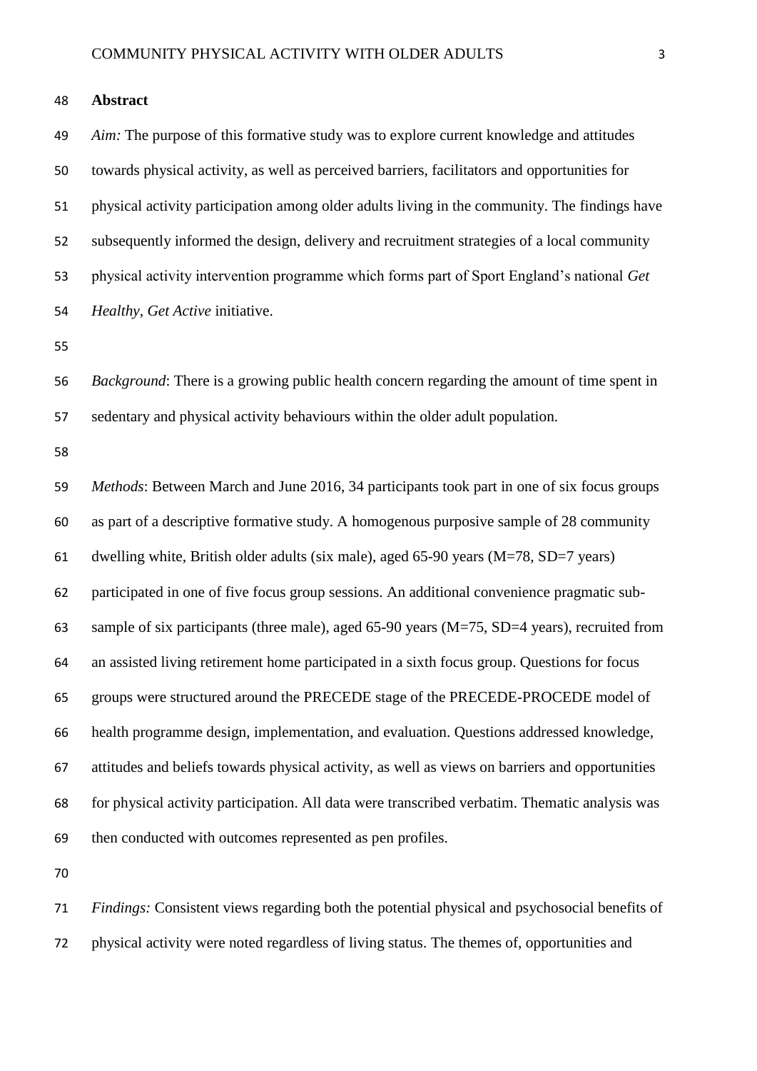## Abstract

*Aim:* The purpose of this formative study was to explore current knowledge and attitudes towards physical activity, as well as perceived barriers, facilitators and opportunities for physical activity participation among older adults living in the community. The findings have subsequently informed the design, delivery and recruitment strategies of a local community physical activity intervention programme which forms part of Sport England's national *Get Healthy, Get Active* initiative.

*Background*: There is a growing public health concern regarding the amount of time spent in sedentary and physical activity behaviours within the older adult population.

*Methods*: Between March and June 2016, 34 participants took part in one of six focus groups as part of a descriptive formative study. A homogenous purposive sample of 28 community dwelling white, British older adults (six male), aged 65-90 years (M=78, SD=7 years) participated in one of five focus group sessions. An additional convenience pragmatic sub-sample of six participants (three male), aged 65-90 years (M=75, SD=4 years), recruited from an assisted living retirement home participated in a sixth focus group. Questions for focus groups were structured around the PRECEDE stage of the PRECEDE-PROCEDE model of health programme design, implementation, and evaluation. Questions addressed knowledge, attitudes and beliefs towards physical activity, as well as views on barriers and opportunities for physical activity participation. All data were transcribed verbatim. Thematic analysis was then conducted with outcomes represented as pen profiles.

*Findings:* Consistent views regarding both the potential physical and psychosocial benefits of physical activity were noted regardless of living status. The themes of, opportunities and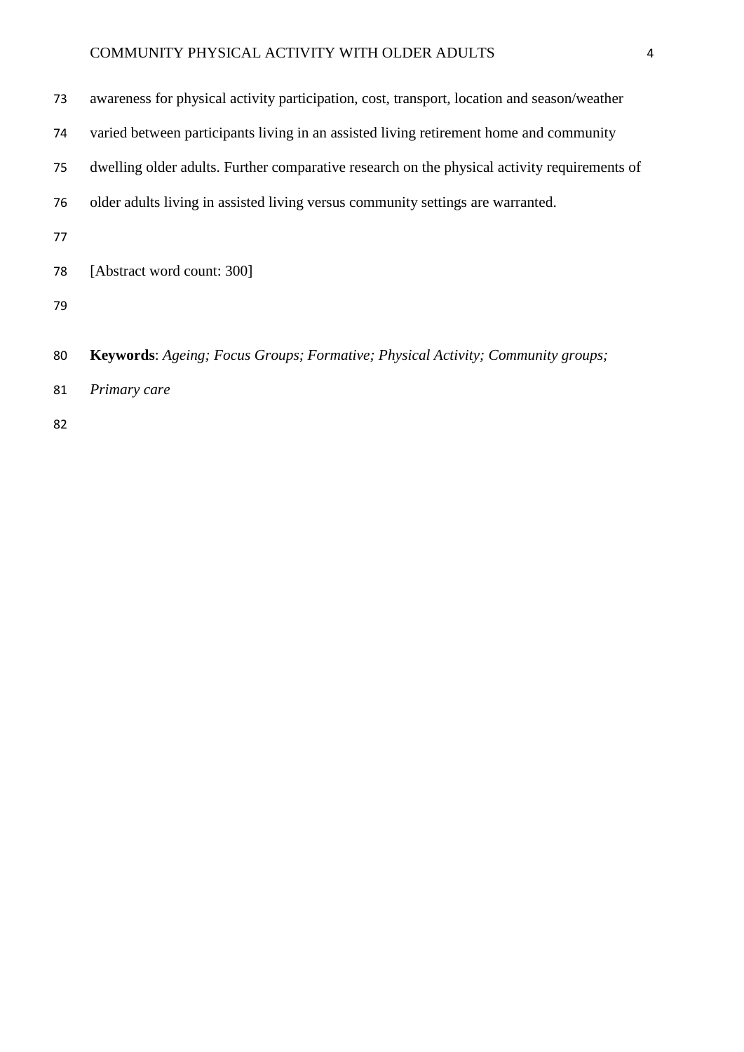awareness for physical activity participation, cost, transport, location and season/weather varied between participants living in an assisted living retirement home and community dwelling older adults. Further comparative research on the physical activity requirements of older adults living in assisted living versus community settings are warranted.

[Abstract word count: 300]

**Keywords**: *Ageing; Focus Groups; Formative; Physical Activity; Community groups; Primary care*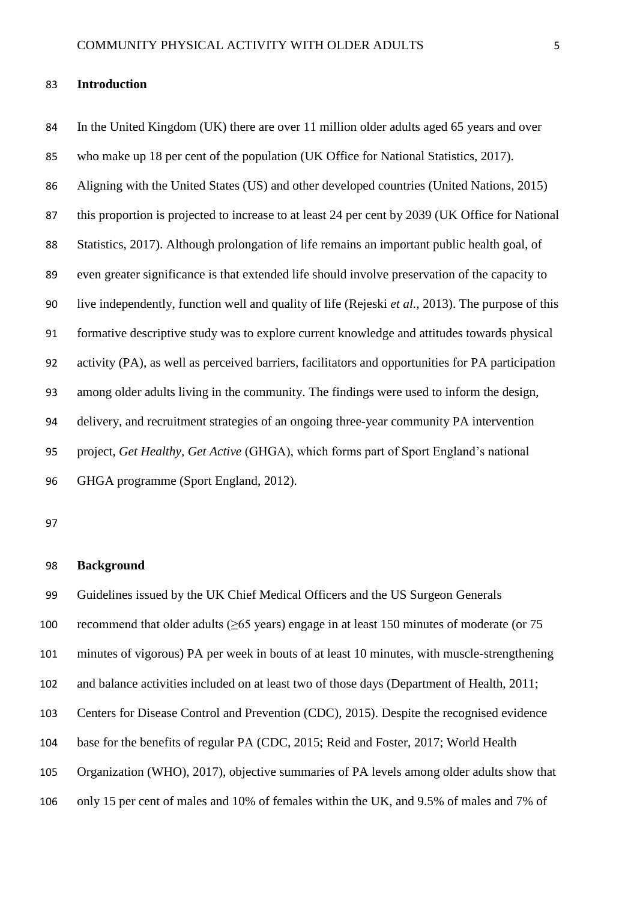## Introduction

In the United Kingdom (UK) there are over 11 million older adults aged 65 years and over who make up 18 per cent of the population (UK Office for National Statistics, 2017). Aligning with the United States (US) and other developed countries (United Nations, 2015) this proportion is projected to increase to at least 24 per cent by 2039 (UK Office for National Statistics, 2017). Although prolongation of life remains an important public health goal, of even greater significance is that extended life should involve preservation of the capacity to live independently, function well and quality of life (Rejeski *et al.*, 2013). The purpose of this formative descriptive study was to explore current knowledge and attitudes towards physical activity (PA), as well as perceived barriers, facilitators and opportunities for PA participation among older adults living in the community. The findings were used to inform the design, delivery, and recruitment strategies of an ongoing three-year community PA intervention project, *Get Healthy, Get Active* (GHGA), which forms part of Sport England's national GHGA programme (Sport England, 2012).

## Background

Guidelines issued by the UK Chief Medical Officers and the US Surgeon Generals recommend that older adults (≥65 years) engage in at least 150 minutes of moderate (or 75 minutes of vigorous) PA per week in bouts of at least 10 minutes, with muscle-strengthening and balance activities included on at least two of those days (Department of Health, 2011; Centers for Disease Control and Prevention (CDC), 2015). Despite the recognised evidence base for the benefits of regular PA (CDC, 2015; Reid and Foster, 2017; World Health Organization (WHO), 2017), objective summaries of PA levels among older adults show that only 15 per cent of males and 10% of females within the UK, and 9.5% of males and 7% of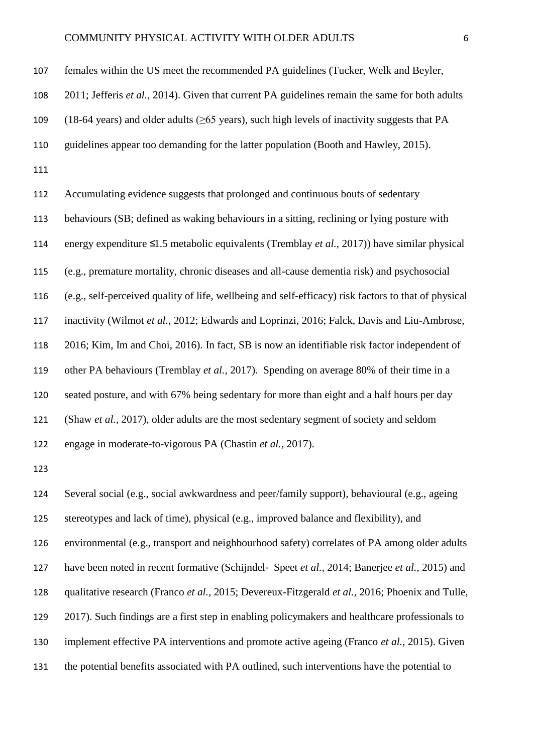females within the US meet the recommended PA guidelines (Tucker, Welk and Beyler, 2011; Jefferis *et al.,* 2014). Given that current PA guidelines remain the same for both adults (18-64 years) and older adults (≥65 years), such high levels of inactivity suggests that PA guidelines appear too demanding for the latter population (Booth and Hawley, 2015).

Accumulating evidence suggests that prolonged and continuous bouts of sedentary behaviours (SB; defined as waking behaviours in a sitting, reclining or lying posture with energy expenditure ≤1.5 metabolic equivalents (Tremblay *et al.,* 2017)) have similar physical (e.g., premature mortality, chronic diseases and all-cause dementia risk) and psychosocial (e.g., self-perceived quality of life, wellbeing and self-efficacy) risk factors to that of physical inactivity (Wilmot *et al.,* 2012; Edwards and Loprinzi, 2016; Falck, Davis and Liu-Ambrose, 2016; Kim, Im and Choi, 2016). In fact, SB is now an identifiable risk factor independent of other PA behaviours (Tremblay *et al.,* 2017). Spending on average 80% of their time in a seated posture, and with 67% being sedentary for more than eight and a half hours per day (Shaw *et al.,* 2017), older adults are the most sedentary segment of society and seldom engage in moderate-to-vigorous PA (Chastin *et al.,* 2017).

Several social (e.g., social awkwardness and peer/family support), behavioural (e.g., ageing stereotypes and lack of time), physical (e.g., improved balance and flexibility), and environmental (e.g., transport and neighbourhood safety) correlates of PA among older adults have been noted in recent formative (Schijndel‐ Speet *et al.,* 2014; Banerjee *et al.,* 2015) and qualitative research (Franco *et al.,* 2015; Devereux-Fitzgerald *et al.,* 2016; Phoenix and Tulle, 2017). Such findings are a first step in enabling policymakers and healthcare professionals to implement effective PA interventions and promote active ageing (Franco *et al.,* 2015). Given the potential benefits associated with PA outlined, such interventions have the potential to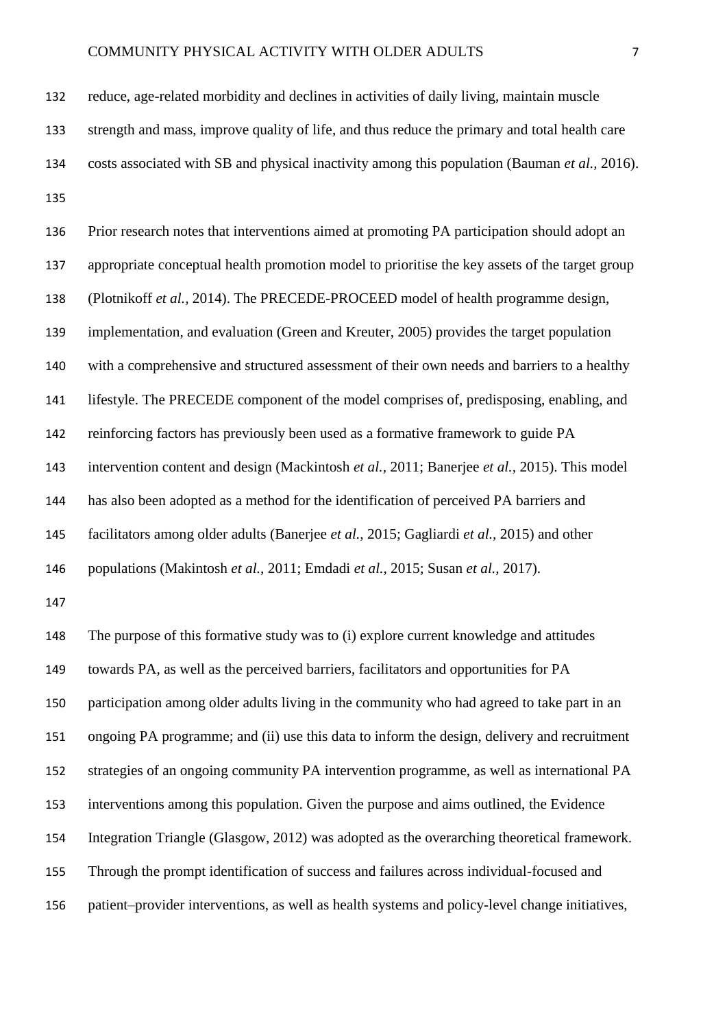reduce, age-related morbidity and declines in activities of daily living, maintain muscle strength and mass, improve quality of life, and thus reduce the primary and total health care costs associated with SB and physical inactivity among this population (Bauman *et al.*, 2016).

Prior research notes that interventions aimed at promoting PA participation should adopt an appropriate conceptual health promotion model to prioritise the key assets of the target group (Plotnikoff *et al.*, 2014). The PRECEDE-PROCEED model of health programme design, implementation, and evaluation (Green and Kreuter, 2005) provides the target population with a comprehensive and structured assessment of their own needs and barriers to a healthy lifestyle. The PRECEDE component of the model comprises of, predisposing, enabling, and reinforcing factors has previously been used as a formative framework to guide PA intervention content and design (Mackintosh *et al.*, 2011; Banerjee *et al.*, 2015). This model has also been adopted as a method for the identification of perceived PA barriers and facilitators among older adults (Banerjee *et al.*, 2015; Gagliardi *et al.*, 2015) and other populations (Makintosh *et al.*, 2011; Emdadi *et al.*, 2015; Susan *et al.*, 2017).

The purpose of this formative study was to (i) explore current knowledge and attitudes towards PA, as well as the perceived barriers, facilitators and opportunities for PA participation among older adults living in the community who had agreed to take part in an ongoing PA programme; and (ii) use this data to inform the design, delivery and recruitment strategies of an ongoing community PA intervention programme, as well as international PA interventions among this population. Given the purpose and aims outlined, the Evidence Integration Triangle (Glasgow, 2012) was adopted as the overarching theoretical framework. Through the prompt identification of success and failures across individual-focused and patient–provider interventions, as well as health systems and policy-level change initiatives,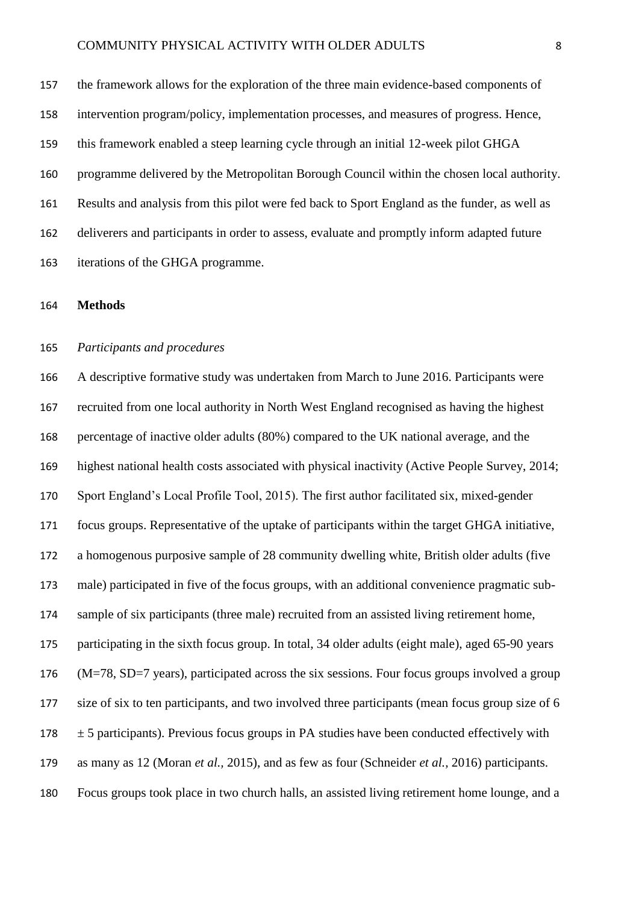the framework allows for the exploration of the three main evidence-based components of intervention program/policy, implementation processes, and measures of progress. Hence, this framework enabled a steep learning cycle through an initial 12-week pilot GHGA programme delivered by the Metropolitan Borough Council within the chosen local authority. Results and analysis from this pilot were fed back to Sport England as the funder, as well as deliverers and participants in order to assess, evaluate and promptly inform adapted future iterations of the GHGA programme.

## Methods

### *Participants and procedures*

A descriptive formative study was undertaken from March to June 2016. Participants were recruited from one local authority in North West England recognised as having the highest percentage of inactive older adults (80%) compared to the UK national average, and the highest national health costs associated with physical inactivity (Active People Survey, 2014; Sport England's Local Profile Tool, 2015). The first author facilitated six, mixed-gender focus groups. Representative of the uptake of participants within the target GHGA initiative, a homogenous purposive sample of 28 community dwelling white, British older adults (five male) participated in five of the focus groups, with an additional convenience pragmatic sub-sample of six participants (three male) recruited from an assisted living retirement home, participating in the sixth focus group. In total, 34 older adults (eight male), aged 65-90 years (M=78, SD=7 years), participated across the six sessions. Four focus groups involved a group size of six to ten participants, and two involved three participants (mean focus group size of 6 ± 5 participants). Previous focus groups in PA studies have been conducted effectively with as many as 12 (Moran *et al.*, 2015), and as few as four (Schneider *et al.*, 2016) participants. Focus groups took place in two church halls, an assisted living retirement home lounge, and a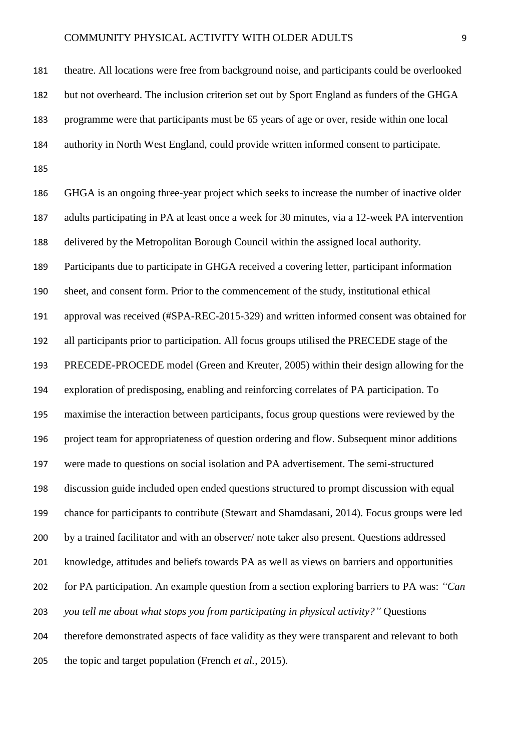theatre. All locations were free from background noise, and participants could be overlooked but not overheard. The inclusion criterion set out by Sport England as funders of the GHGA programme were that participants must be 65 years of age or over, reside within one local authority in North West England, could provide written informed consent to participate.

GHGA is an ongoing three-year project which seeks to increase the number of inactive older adults participating in PA at least once a week for 30 minutes, via a 12-week PA intervention delivered by the Metropolitan Borough Council within the assigned local authority. Participants due to participate in GHGA received a covering letter, participant information sheet, and consent form. Prior to the commencement of the study, institutional ethical approval was received (#SPA-REC-2015-329) and written informed consent was obtained for all participants prior to participation. All focus groups utilised the PRECEDE stage of the PRECEDE-PROCEDE model (Green and Kreuter, 2005) within their design allowing for the exploration of predisposing, enabling and reinforcing correlates of PA participation. To maximise the interaction between participants, focus group questions were reviewed by the project team for appropriateness of question ordering and flow. Subsequent minor additions were made to questions on social isolation and PA advertisement. The semi-structured discussion guide included open ended questions structured to prompt discussion with equal chance for participants to contribute (Stewart and Shamdasani, 2014). Focus groups were led by a trained facilitator and with an observer/ note taker also present. Questions addressed knowledge, attitudes and beliefs towards PA as well as views on barriers and opportunities for PA participation. An example question from a section exploring barriers to PA was: *"Can you tell me about what stops you from participating in physical activity?"* Questions therefore demonstrated aspects of face validity as they were transparent and relevant to both the topic and target population (French *et al.,* 2015).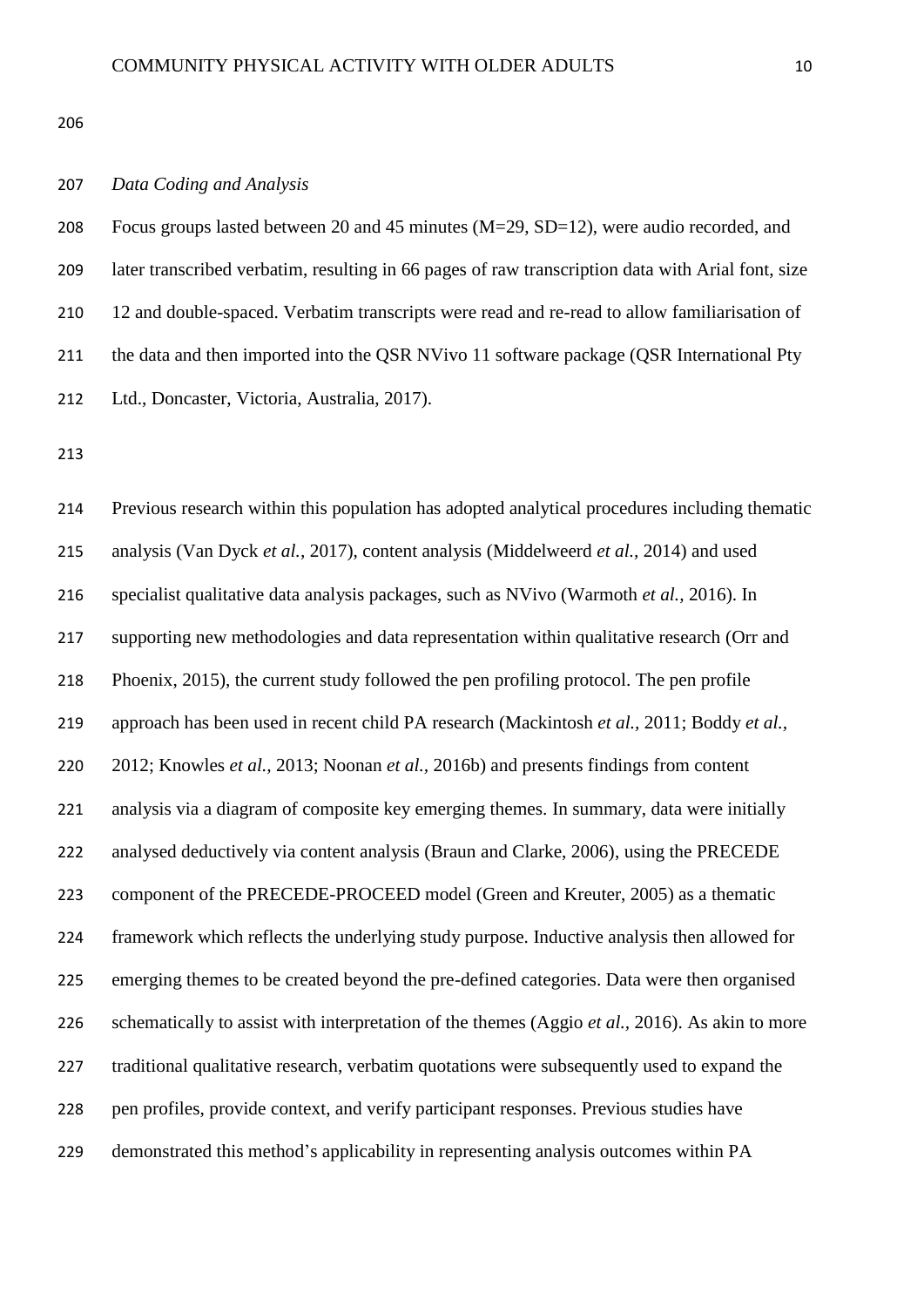*Data Coding and Analysis*

Focus groups lasted between 20 and 45 minutes (M=29, SD=12), were audio recorded, and later transcribed verbatim, resulting in 66 pages of raw transcription data with Arial font, size 12 and double-spaced. Verbatim transcripts were read and re-read to allow familiarisation of the data and then imported into the QSR NVivo 11 software package (QSR International Pty Ltd., Doncaster, Victoria, Australia, 2017).

Previous research within this population has adopted analytical procedures including thematic analysis (Van Dyck *et al.,* 2017), content analysis (Middelweerd *et al.,* 2014) and used specialist qualitative data analysis packages, such as NVivo (Warmoth *et al.,* 2016). In supporting new methodologies and data representation within qualitative research (Orr and Phoenix, 2015), the current study followed the pen profiling protocol. The pen profile approach has been used in recent child PA research (Mackintosh *et al.,* 2011; Boddy *et al.,* 2012; Knowles *et al.,* 2013; Noonan *et al.,* 2016b) and presents findings from content analysis via a diagram of composite key emerging themes. In summary, data were initially analysed deductively via content analysis (Braun and Clarke, 2006), using the PRECEDE component of the PRECEDE-PROCEED model (Green and Kreuter, 2005) as a thematic framework which reflects the underlying study purpose. Inductive analysis then allowed for emerging themes to be created beyond the pre-defined categories. Data were then organised schematically to assist with interpretation of the themes (Aggio *et al.,* 2016). As akin to more traditional qualitative research, verbatim quotations were subsequently used to expand the pen profiles, provide context, and verify participant responses. Previous studies have demonstrated this method's applicability in representing analysis outcomes within PA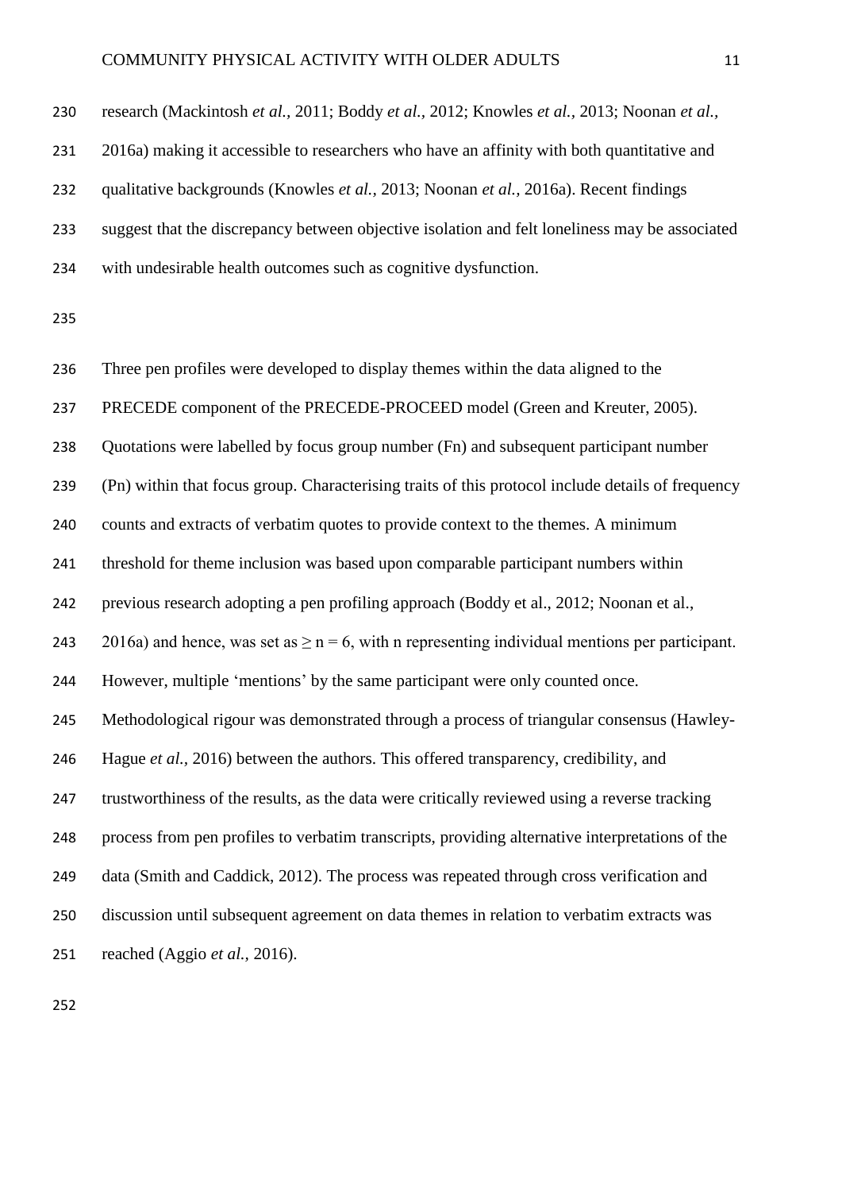research (Mackintosh *et al.*, 2011; Boddy *et al.*, 2012; Knowles *et al.*, 2013; Noonan *et al.*, 2016a) making it accessible to researchers who have an affinity with both quantitative and qualitative backgrounds (Knowles *et al.*, 2013; Noonan *et al.*, 2016a). Recent findings suggest that the discrepancy between objective isolation and felt loneliness may be associated with undesirable health outcomes such as cognitive dysfunction.

Three pen profiles were developed to display themes within the data aligned to the PRECEDE component of the PRECEDE-PROCEED model (Green and Kreuter, 2005). Quotations were labelled by focus group number (Fn) and subsequent participant number (Pn) within that focus group. Characterising traits of this protocol include details of frequency counts and extracts of verbatim quotes to provide context to the themes. A minimum threshold for theme inclusion was based upon comparable participant numbers within previous research adopting a pen profiling approach (Boddy et al., 2012; Noonan et al., 2016a) and hence, was set as $\geq n = 6$, with n representing individual mentions per participant. However, multiple 'mentions' by the same participant were only counted once. Methodological rigour was demonstrated through a process of triangular consensus (Hawley-Hague *et al.*, 2016) between the authors. This offered transparency, credibility, and trustworthiness of the results, as the data were critically reviewed using a reverse tracking process from pen profiles to verbatim transcripts, providing alternative interpretations of the data (Smith and Caddick, 2012). The process was repeated through cross verification and discussion until subsequent agreement on data themes in relation to verbatim extracts was reached (Aggio *et al.*, 2016).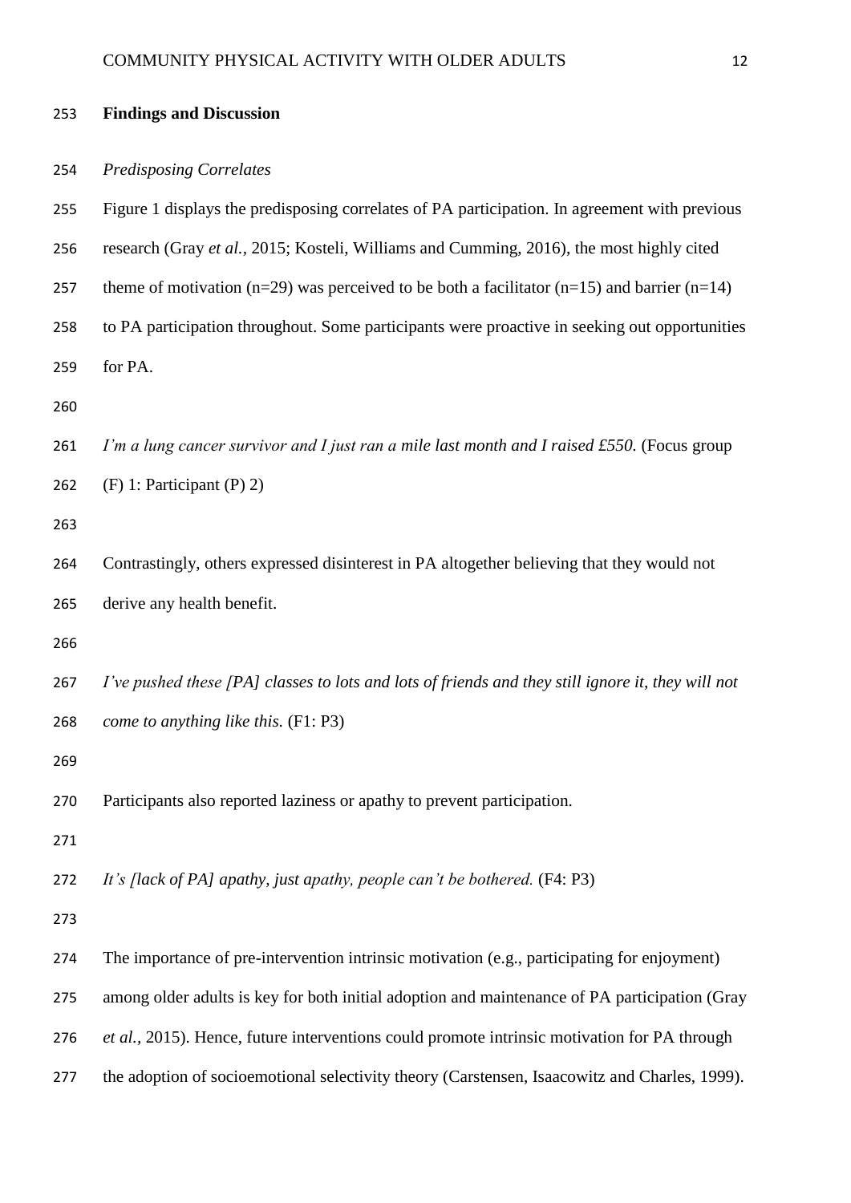## Findings and Discussion

### *Predisposing Correlates*

Figure 1 displays the predisposing correlates of PA participation. In agreement with previous research (Gray *et al.*, 2015; Kosteli, Williams and Cumming, 2016), the most highly cited theme of motivation (n=29) was perceived to be both a facilitator (n=15) and barrier (n=14) to PA participation throughout. Some participants were proactive in seeking out opportunities for PA.

*I'm a lung cancer survivor and I just ran a mile last month and I raised £550.* (Focus group (F) 1: Participant (P) 2)

Contrastingly, others expressed disinterest in PA altogether believing that they would not derive any health benefit.

*I've pushed these [PA] classes to lots and lots of friends and they still ignore it, they will not come to anything like this.* (F1: P3)

Participants also reported laziness or apathy to prevent participation.

*It's [lack of PA] apathy, just apathy, people can't be bothered.* (F4: P3)

The importance of pre-intervention intrinsic motivation (e.g., participating for enjoyment) among older adults is key for both initial adoption and maintenance of PA participation (Gray *et al.*, 2015). Hence, future interventions could promote intrinsic motivation for PA through the adoption of socioemotional selectivity theory (Carstensen, Isaacowitz and Charles, 1999).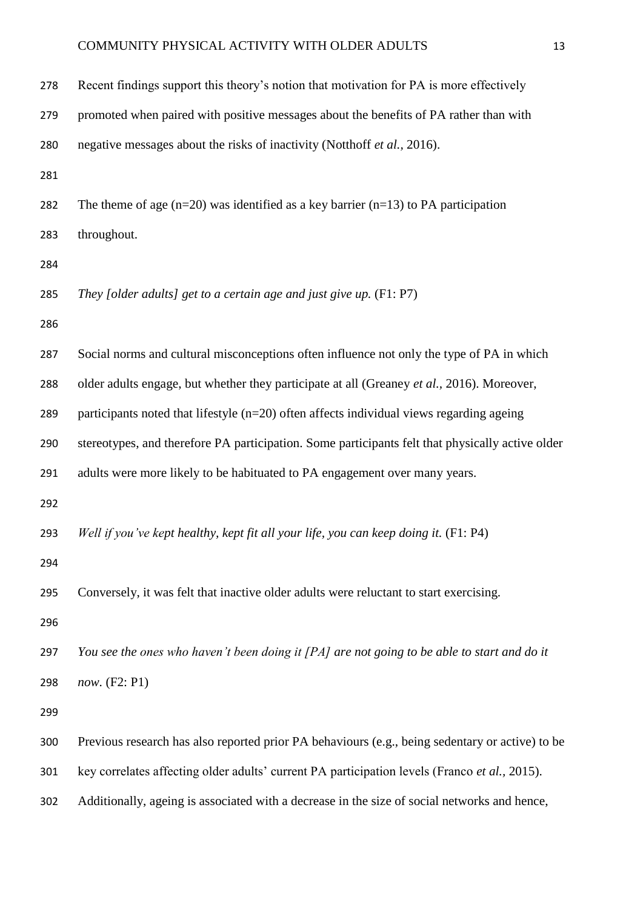Recent findings support this theory's notion that motivation for PA is more effectively promoted when paired with positive messages about the benefits of PA rather than with negative messages about the risks of inactivity (Notthoff *et al.*, 2016).

The theme of age (n=20) was identified as a key barrier (n=13) to PA participation throughout.

*They [older adults] get to a certain age and just give up.* (F1: P7)

Social norms and cultural misconceptions often influence not only the type of PA in which older adults engage, but whether they participate at all (Greaney *et al.*, 2016). Moreover, participants noted that lifestyle (n=20) often affects individual views regarding ageing stereotypes, and therefore PA participation. Some participants felt that physically active older adults were more likely to be habituated to PA engagement over many years.

*Well if you've kept healthy, kept fit all your life, you can keep doing it.* (F1: P4)

Conversely, it was felt that inactive older adults were reluctant to start exercising.

*You see the ones who haven't been doing it [PA] are not going to be able to start and do it now.* (F2: P1)

Previous research has also reported prior PA behaviours (e.g., being sedentary or active) to be key correlates affecting older adults' current PA participation levels (Franco *et al.*, 2015). Additionally, ageing is associated with a decrease in the size of social networks and hence,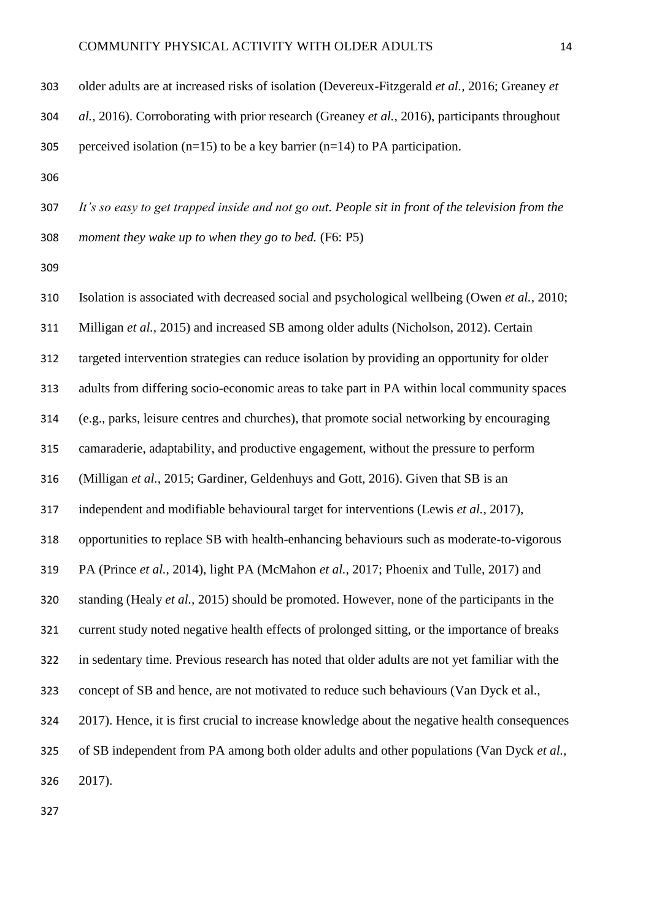older adults are at increased risks of isolation (Devereux-Fitzgerald *et al.*, 2016; Greaney *et al.*, 2016). Corroborating with prior research (Greaney *et al.*, 2016), participants throughout perceived isolation (n=15) to be a key barrier (n=14) to PA participation.

*It's so easy to get trapped inside and not go out. People sit in front of the television from the moment they wake up to when they go to bed.* (F6: P5)

Isolation is associated with decreased social and psychological wellbeing (Owen *et al.*, 2010; Milligan *et al.*, 2015) and increased SB among older adults (Nicholson, 2012). Certain targeted intervention strategies can reduce isolation by providing an opportunity for older adults from differing socio-economic areas to take part in PA within local community spaces (e.g., parks, leisure centres and churches), that promote social networking by encouraging camaraderie, adaptability, and productive engagement, without the pressure to perform (Milligan *et al.*, 2015; Gardiner, Geldenhuys and Gott, 2016). Given that SB is an independent and modifiable behavioural target for interventions (Lewis *et al.*, 2017), opportunities to replace SB with health-enhancing behaviours such as moderate-to-vigorous PA (Prince *et al.*, 2014), light PA (McMahon *et al.*, 2017; Phoenix and Tulle, 2017) and standing (Healy *et al.*, 2015) should be promoted. However, none of the participants in the current study noted negative health effects of prolonged sitting, or the importance of breaks in sedentary time. Previous research has noted that older adults are not yet familiar with the concept of SB and hence, are not motivated to reduce such behaviours (Van Dyck et al., 2017). Hence, it is first crucial to increase knowledge about the negative health consequences of SB independent from PA among both older adults and other populations (Van Dyck *et al.*, 2017).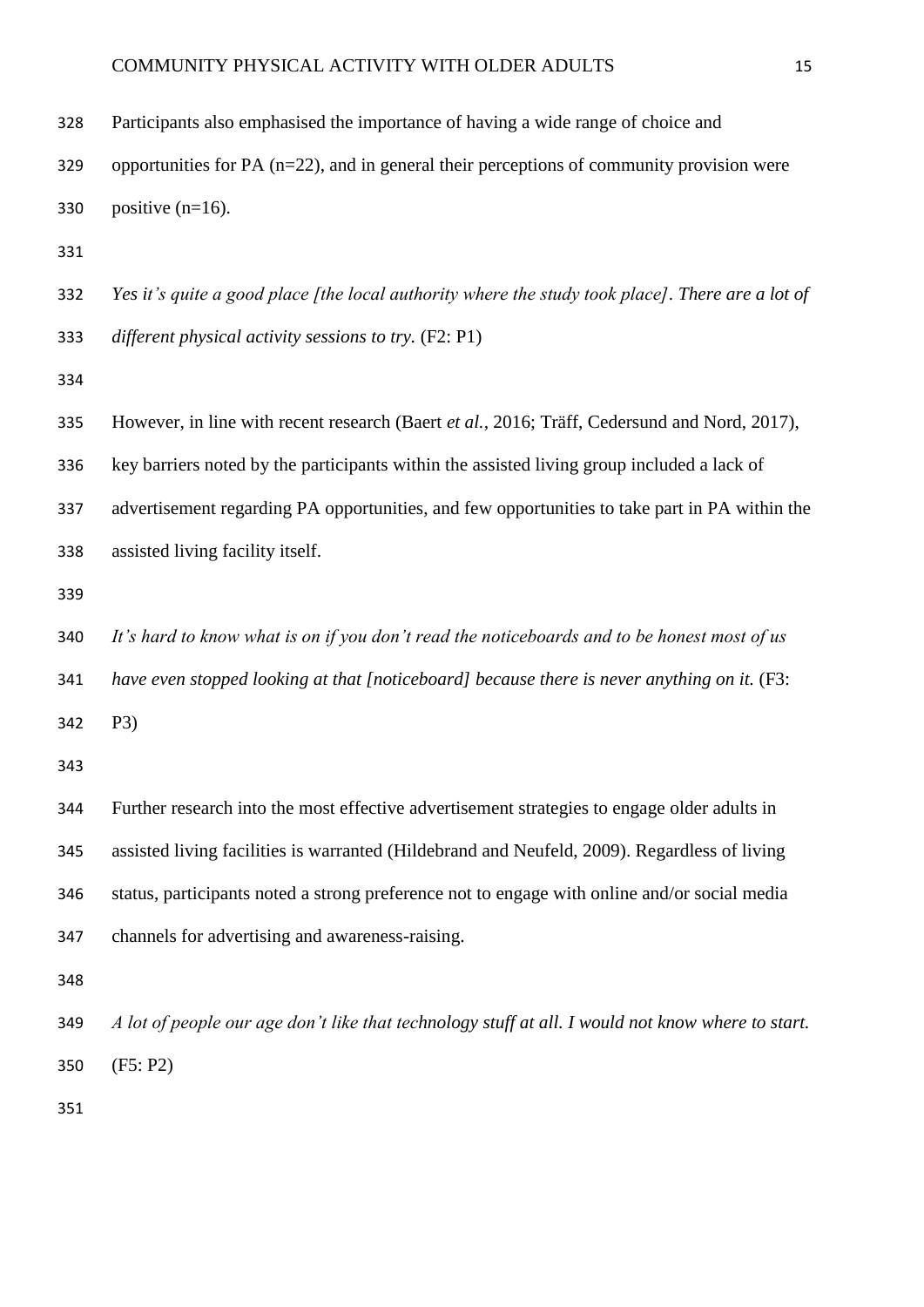Participants also emphasised the importance of having a wide range of choice and opportunities for PA (n=22), and in general their perceptions of community provision were positive (n=16).

*Yes it's quite a good place [the local authority where the study took place]. There are a lot of different physical activity sessions to try.* (F2: P1)

However, in line with recent research (Baert *et al.*, 2016; Träff, Cedersund and Nord, 2017), key barriers noted by the participants within the assisted living group included a lack of advertisement regarding PA opportunities, and few opportunities to take part in PA within the assisted living facility itself.

*It's hard to know what is on if you don't read the noticeboards and to be honest most of us have even stopped looking at that [noticeboard] because there is never anything on it.* (F3: P3)

Further research into the most effective advertisement strategies to engage older adults in assisted living facilities is warranted (Hildebrand and Neufeld, 2009). Regardless of living status, participants noted a strong preference not to engage with online and/or social media channels for advertising and awareness-raising.

*A lot of people our age don't like that technology stuff at all. I would not know where to start.* (F5: P2)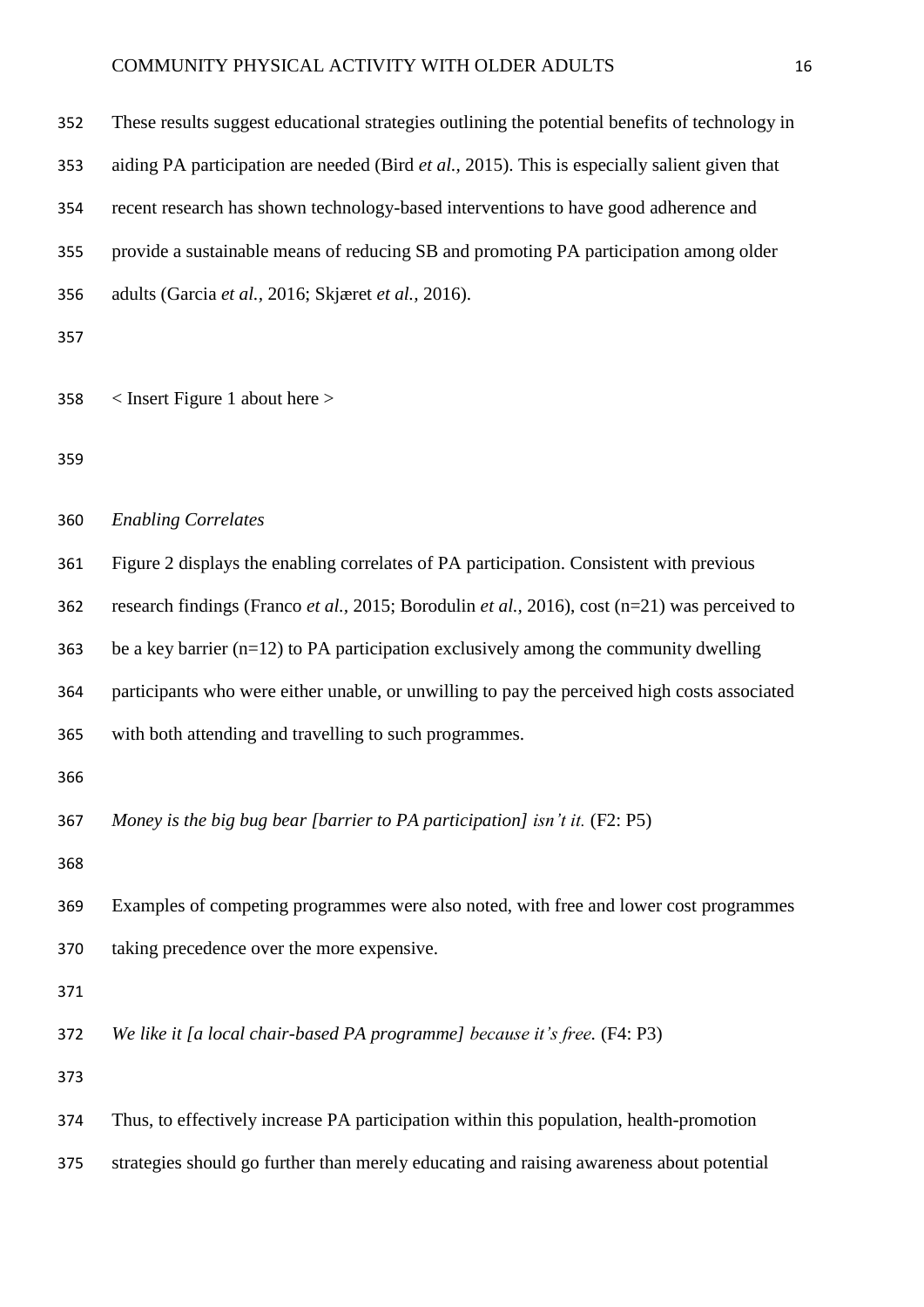These results suggest educational strategies outlining the potential benefits of technology in aiding PA participation are needed (Bird *et al.,* 2015). This is especially salient given that recent research has shown technology-based interventions to have good adherence and provide a sustainable means of reducing SB and promoting PA participation among older adults (Garcia *et al.*, 2016; Skjæret *et al.*, 2016).

< Insert Figure 1 about here >

*Enabling Correlates*

Figure 2 displays the enabling correlates of PA participation. Consistent with previous research findings (Franco *et al.*, 2015; Borodulin *et al.,* 2016), cost (n=21) was perceived to be a key barrier (n=12) to PA participation exclusively among the community dwelling participants who were either unable, or unwilling to pay the perceived high costs associated with both attending and travelling to such programmes.

*Money is the big bug bear [barrier to PA participation] isn't it.* (F2: P5)

Examples of competing programmes were also noted, with free and lower cost programmes taking precedence over the more expensive.

*We like it [a local chair-based PA programme] because it's free.* (F4: P3)

Thus, to effectively increase PA participation within this population, health-promotion strategies should go further than merely educating and raising awareness about potential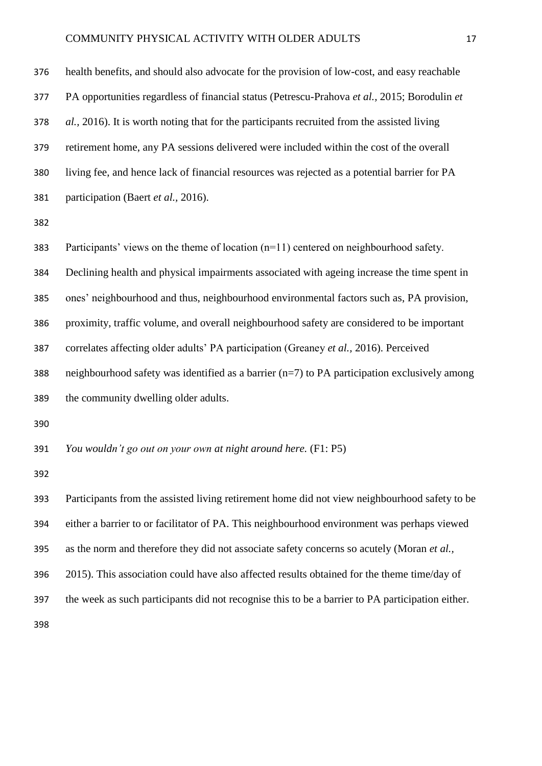health benefits, and should also advocate for the provision of low-cost, and easy reachable PA opportunities regardless of financial status (Petrescu-Prahova *et al.,* 2015; Borodulin *et al.,* 2016). It is worth noting that for the participants recruited from the assisted living retirement home, any PA sessions delivered were included within the cost of the overall living fee, and hence lack of financial resources was rejected as a potential barrier for PA participation (Baert *et al.,* 2016).

Participants' views on the theme of location (n=11) centered on neighbourhood safety. Declining health and physical impairments associated with ageing increase the time spent in ones' neighbourhood and thus, neighbourhood environmental factors such as, PA provision, proximity, traffic volume, and overall neighbourhood safety are considered to be important correlates affecting older adults' PA participation (Greaney *et al.,* 2016). Perceived neighbourhood safety was identified as a barrier (n=7) to PA participation exclusively among the community dwelling older adults.

*You wouldn't go out on your own at night around here.* (F1: P5)

Participants from the assisted living retirement home did not view neighbourhood safety to be either a barrier to or facilitator of PA. This neighbourhood environment was perhaps viewed as the norm and therefore they did not associate safety concerns so acutely (Moran *et al.,* 2015). This association could have also affected results obtained for the theme time/day of the week as such participants did not recognise this to be a barrier to PA participation either.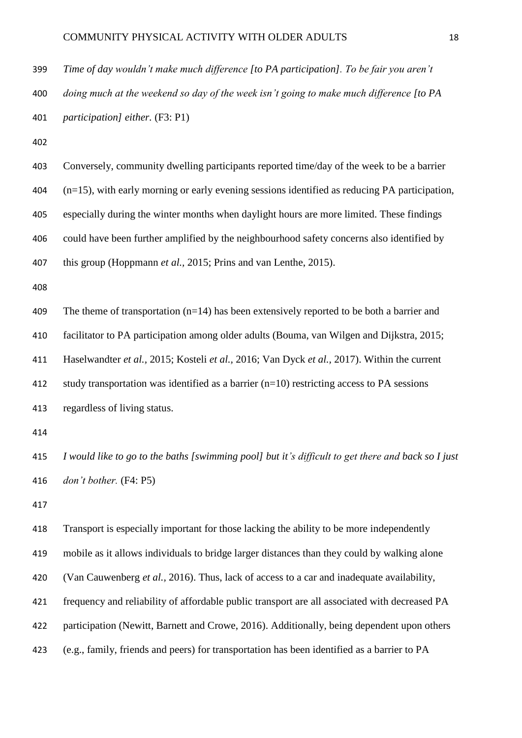*Time of day wouldn't make much difference [to PA participation]. To be fair you aren't doing much at the weekend so day of the week isn't going to make much difference [to PA participation] either.* (F3: P1)

Conversely, community dwelling participants reported time/day of the week to be a barrier (n=15), with early morning or early evening sessions identified as reducing PA participation, especially during the winter months when daylight hours are more limited. These findings could have been further amplified by the neighbourhood safety concerns also identified by this group (Hoppmann *et al.,* 2015; Prins and van Lenthe, 2015).

The theme of transportation (n=14) has been extensively reported to be both a barrier and facilitator to PA participation among older adults (Bouma, van Wilgen and Dijkstra, 2015; Haselwandter *et al.,* 2015; Kosteli *et al.,* 2016; Van Dyck *et al.,* 2017). Within the current study transportation was identified as a barrier (n=10) restricting access to PA sessions regardless of living status.

*I would like to go to the baths [swimming pool] but it's difficult to get there and back so I just don't bother.* (F4: P5)

Transport is especially important for those lacking the ability to be more independently mobile as it allows individuals to bridge larger distances than they could by walking alone (Van Cauwenberg *et al.,* 2016). Thus, lack of access to a car and inadequate availability, frequency and reliability of affordable public transport are all associated with decreased PA participation (Newitt, Barnett and Crowe, 2016). Additionally, being dependent upon others (e.g., family, friends and peers) for transportation has been identified as a barrier to PA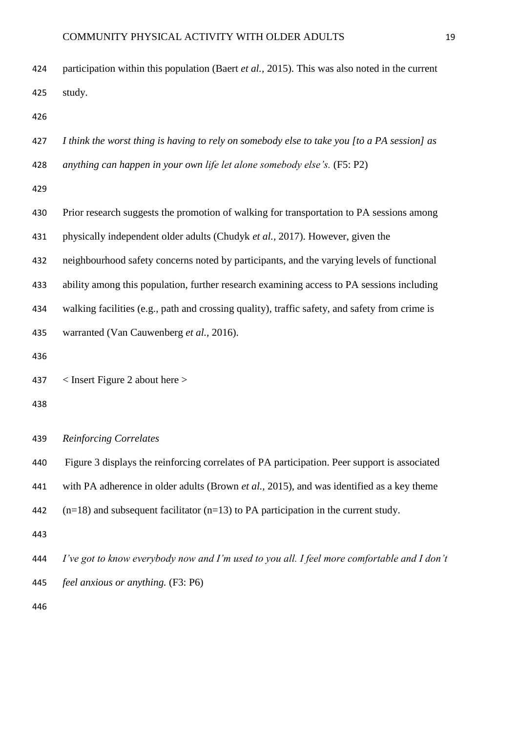participation within this population (Baert *et al.*, 2015). This was also noted in the current study.

*I think the worst thing is having to rely on somebody else to take you [to a PA session] as anything can happen in your own life let alone somebody else's.* (F5: P2)

Prior research suggests the promotion of walking for transportation to PA sessions among physically independent older adults (Chudyk *et al.*, 2017). However, given the neighbourhood safety concerns noted by participants, and the varying levels of functional ability among this population, further research examining access to PA sessions including walking facilities (e.g., path and crossing quality), traffic safety, and safety from crime is warranted (Van Cauwenberg *et al.*, 2016).

< Insert Figure 2 about here >

*Reinforcing Correlates*

Figure 3 displays the reinforcing correlates of PA participation. Peer support is associated with PA adherence in older adults (Brown *et al.*, 2015), and was identified as a key theme (n=18) and subsequent facilitator (n=13) to PA participation in the current study.

*I've got to know everybody now and I'm used to you all. I feel more comfortable and I don't feel anxious or anything.* (F3: P6)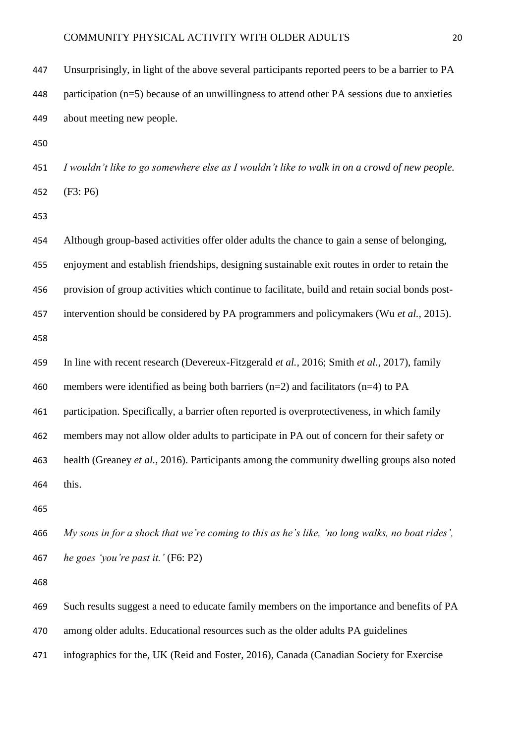Unsurprisingly, in light of the above several participants reported peers to be a barrier to PA participation (n=5) because of an unwillingness to attend other PA sessions due to anxieties about meeting new people.

*I wouldn't like to go somewhere else as I wouldn't like to walk in on a crowd of new people.* (F3: P6)

Although group-based activities offer older adults the chance to gain a sense of belonging, enjoyment and establish friendships, designing sustainable exit routes in order to retain the provision of group activities which continue to facilitate, build and retain social bonds post-intervention should be considered by PA programmers and policymakers (Wu *et al.*, 2015).

In line with recent research (Devereux-Fitzgerald *et al.*, 2016; Smith *et al.*, 2017), family members were identified as being both barriers (n=2) and facilitators (n=4) to PA participation. Specifically, a barrier often reported is overprotectiveness, in which family members may not allow older adults to participate in PA out of concern for their safety or health (Greaney *et al.*, 2016). Participants among the community dwelling groups also noted this.

*My sons in for a shock that we're coming to this as he's like, 'no long walks, no boat rides', he goes 'you're past it.'* (F6: P2)

Such results suggest a need to educate family members on the importance and benefits of PA among older adults. Educational resources such as the older adults PA guidelines infographics for the, UK (Reid and Foster, 2016), Canada (Canadian Society for Exercise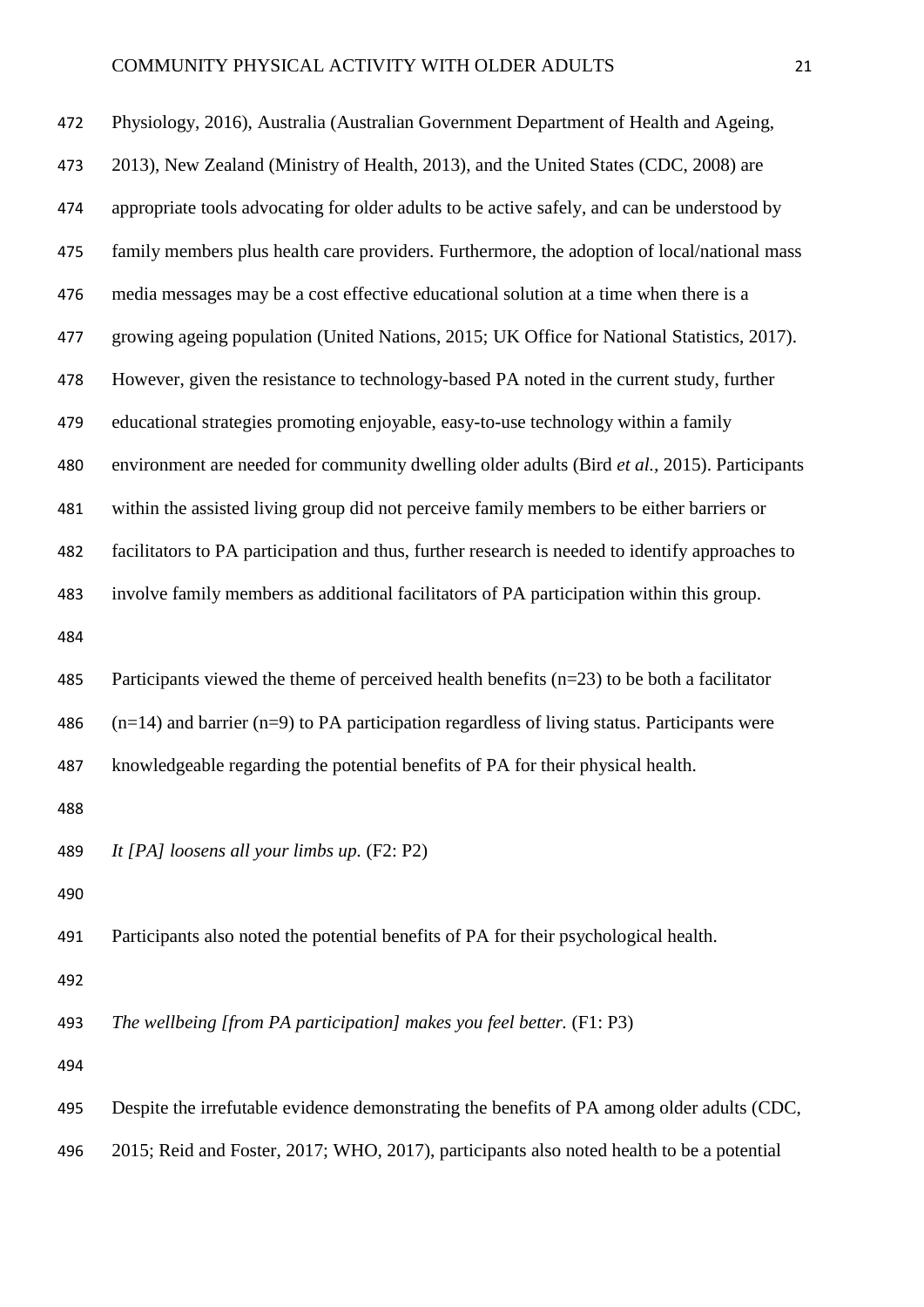Physiology, 2016), Australia (Australian Government Department of Health and Ageing, 2013), New Zealand (Ministry of Health, 2013), and the United States (CDC, 2008) are appropriate tools advocating for older adults to be active safely, and can be understood by family members plus health care providers. Furthermore, the adoption of local/national mass media messages may be a cost effective educational solution at a time when there is a growing ageing population (United Nations, 2015; UK Office for National Statistics, 2017). However, given the resistance to technology-based PA noted in the current study, further educational strategies promoting enjoyable, easy-to-use technology within a family environment are needed for community dwelling older adults (Bird *et al.*, 2015). Participants within the assisted living group did not perceive family members to be either barriers or facilitators to PA participation and thus, further research is needed to identify approaches to involve family members as additional facilitators of PA participation within this group.

Participants viewed the theme of perceived health benefits (n=23) to be both a facilitator (n=14) and barrier (n=9) to PA participation regardless of living status. Participants were knowledgeable regarding the potential benefits of PA for their physical health.

*It [PA] loosens all your limbs up.* (F2: P2)

Participants also noted the potential benefits of PA for their psychological health.

*The wellbeing [from PA participation] makes you feel better.* (F1: P3)

Despite the irrefutable evidence demonstrating the benefits of PA among older adults (CDC, 2015; Reid and Foster, 2017; WHO, 2017), participants also noted health to be a potential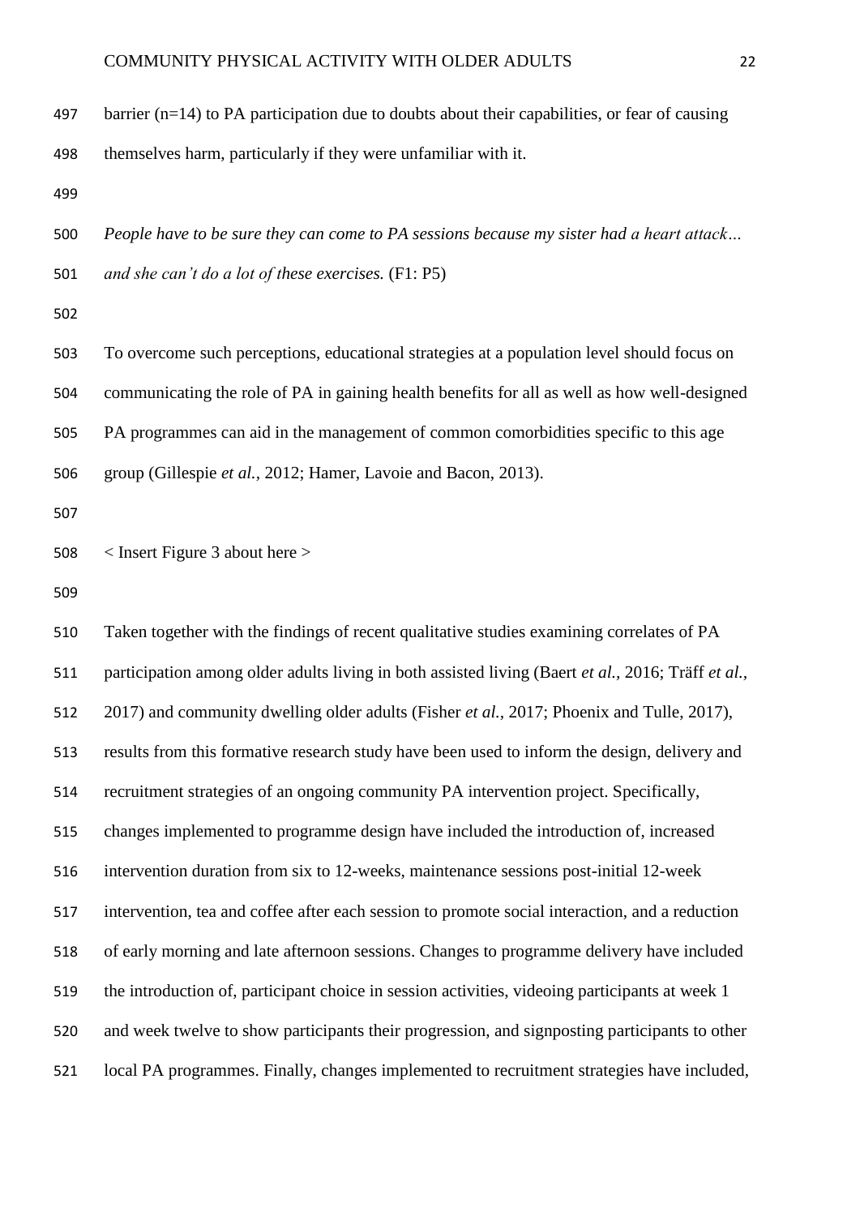barrier (n=14) to PA participation due to doubts about their capabilities, or fear of causing themselves harm, particularly if they were unfamiliar with it.

*People have to be sure they can come to PA sessions because my sister had a heart attack… and she can't do a lot of these exercises.* (F1: P5)

To overcome such perceptions, educational strategies at a population level should focus on communicating the role of PA in gaining health benefits for all as well as how well-designed PA programmes can aid in the management of common comorbidities specific to this age group (Gillespie *et al.,* 2012; Hamer, Lavoie and Bacon, 2013).

< Insert Figure 3 about here >

Taken together with the findings of recent qualitative studies examining correlates of PA participation among older adults living in both assisted living (Baert *et al.,* 2016; Träff *et al.,* 2017) and community dwelling older adults (Fisher *et al.,* 2017; Phoenix and Tulle, 2017), results from this formative research study have been used to inform the design, delivery and recruitment strategies of an ongoing community PA intervention project. Specifically, changes implemented to programme design have included the introduction of, increased intervention duration from six to 12-weeks, maintenance sessions post-initial 12-week intervention, tea and coffee after each session to promote social interaction, and a reduction of early morning and late afternoon sessions. Changes to programme delivery have included the introduction of, participant choice in session activities, videoing participants at week 1 and week twelve to show participants their progression, and signposting participants to other local PA programmes. Finally, changes implemented to recruitment strategies have included,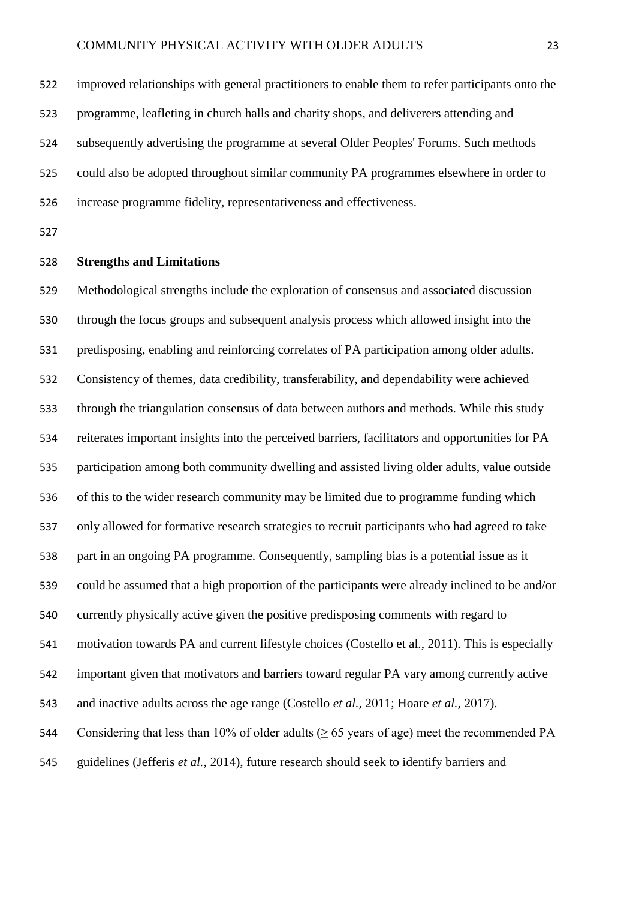improved relationships with general practitioners to enable them to refer participants onto the programme, leafleting in church halls and charity shops, and deliverers attending and subsequently advertising the programme at several Older Peoples' Forums. Such methods could also be adopted throughout similar community PA programmes elsewhere in order to increase programme fidelity, representativeness and effectiveness.

**Strengths and Limitations**

Methodological strengths include the exploration of consensus and associated discussion through the focus groups and subsequent analysis process which allowed insight into the predisposing, enabling and reinforcing correlates of PA participation among older adults. Consistency of themes, data credibility, transferability, and dependability were achieved through the triangulation consensus of data between authors and methods. While this study reiterates important insights into the perceived barriers, facilitators and opportunities for PA participation among both community dwelling and assisted living older adults, value outside of this to the wider research community may be limited due to programme funding which only allowed for formative research strategies to recruit participants who had agreed to take part in an ongoing PA programme. Consequently, sampling bias is a potential issue as it could be assumed that a high proportion of the participants were already inclined to be and/or currently physically active given the positive predisposing comments with regard to motivation towards PA and current lifestyle choices (Costello et al., 2011). This is especially important given that motivators and barriers toward regular PA vary among currently active and inactive adults across the age range (Costello *et al.,* 2011; Hoare *et al.,* 2017). Considering that less than 10% of older adults ($\geq$ 65 years of age) meet the recommended PA guidelines (Jefferis *et al.,* 2014), future research should seek to identify barriers and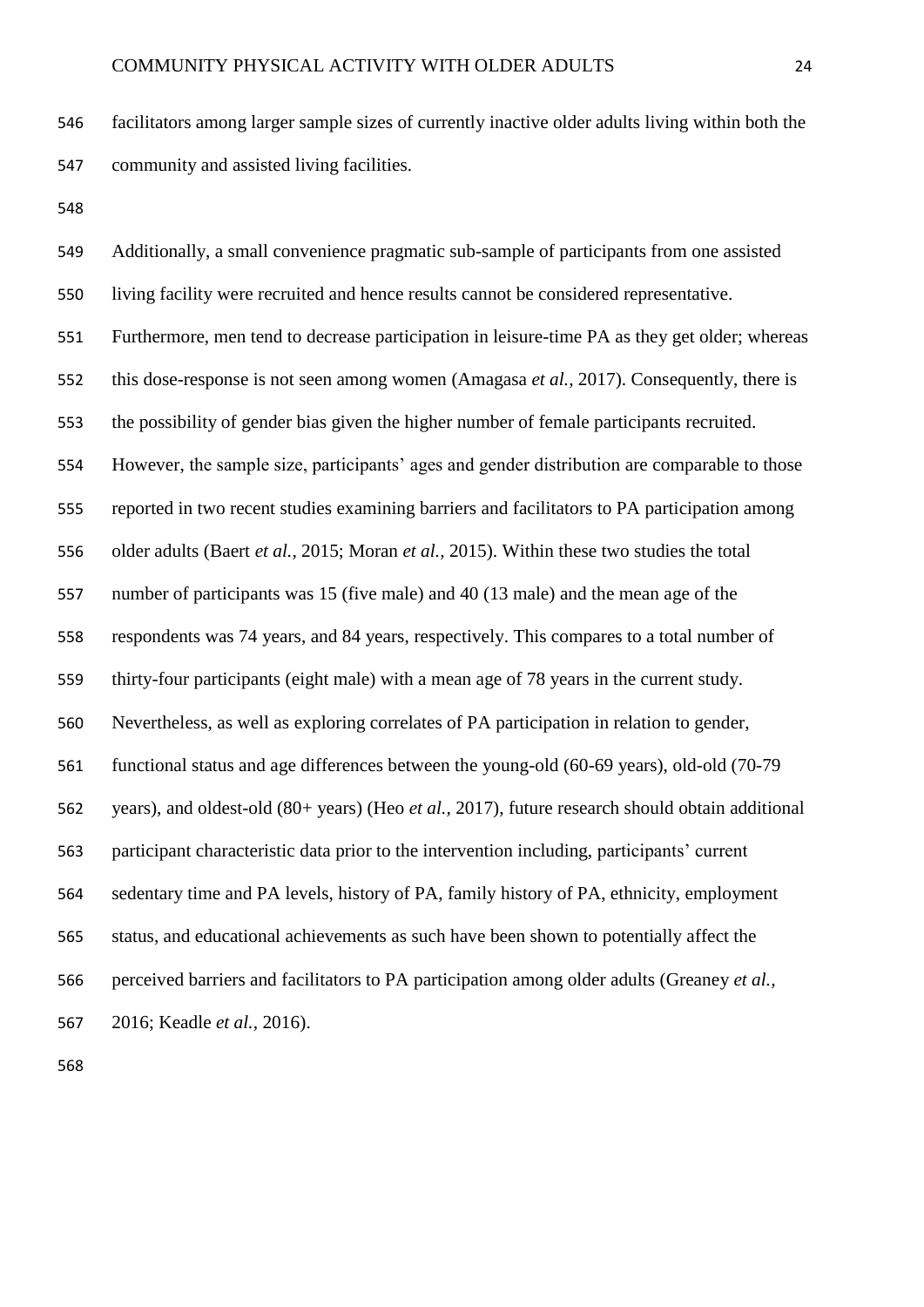facilitators among larger sample sizes of currently inactive older adults living within both the community and assisted living facilities.

Additionally, a small convenience pragmatic sub-sample of participants from one assisted living facility were recruited and hence results cannot be considered representative. Furthermore, men tend to decrease participation in leisure-time PA as they get older; whereas this dose-response is not seen among women (Amagasa *et al.,* 2017). Consequently, there is the possibility of gender bias given the higher number of female participants recruited. However, the sample size, participants' ages and gender distribution are comparable to those reported in two recent studies examining barriers and facilitators to PA participation among older adults (Baert *et al.,* 2015; Moran *et al.,* 2015). Within these two studies the total number of participants was 15 (five male) and 40 (13 male) and the mean age of the respondents was 74 years, and 84 years, respectively. This compares to a total number of thirty-four participants (eight male) with a mean age of 78 years in the current study. Nevertheless, as well as exploring correlates of PA participation in relation to gender, functional status and age differences between the young-old (60-69 years), old-old (70-79 years), and oldest-old (80+ years) (Heo *et al.,* 2017), future research should obtain additional participant characteristic data prior to the intervention including, participants' current sedentary time and PA levels, history of PA, family history of PA, ethnicity, employment status, and educational achievements as such have been shown to potentially affect the perceived barriers and facilitators to PA participation among older adults (Greaney *et al.,* 2016; Keadle *et al.,* 2016).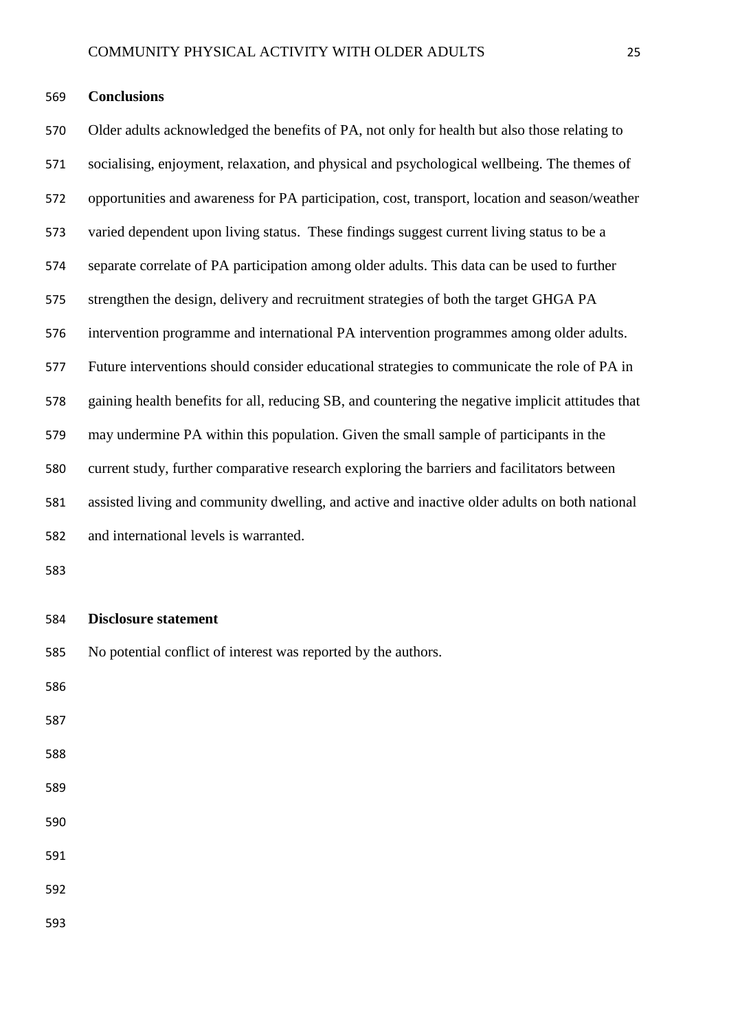## Conclusions

Older adults acknowledged the benefits of PA, not only for health but also those relating to socialising, enjoyment, relaxation, and physical and psychological wellbeing. The themes of opportunities and awareness for PA participation, cost, transport, location and season/weather varied dependent upon living status. These findings suggest current living status to be a separate correlate of PA participation among older adults. This data can be used to further strengthen the design, delivery and recruitment strategies of both the target GHGA PA intervention programme and international PA intervention programmes among older adults. Future interventions should consider educational strategies to communicate the role of PA in gaining health benefits for all, reducing SB, and countering the negative implicit attitudes that may undermine PA within this population. Given the small sample of participants in the current study, further comparative research exploring the barriers and facilitators between assisted living and community dwelling, and active and inactive older adults on both national and international levels is warranted.

## Disclosure statement

No potential conflict of interest was reported by the authors.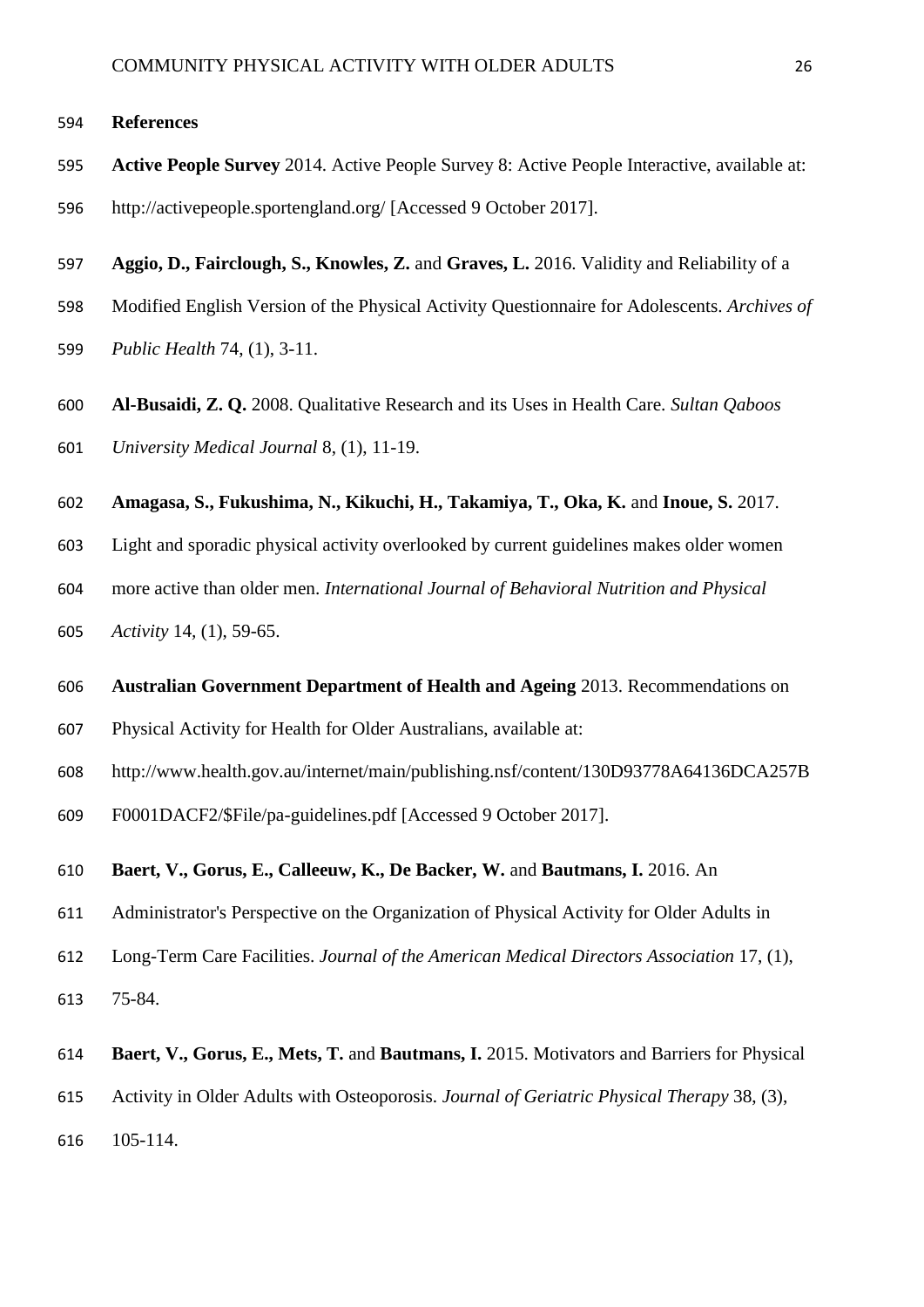# References

**Active People Survey** 2014. Active People Survey 8: Active People Interactive, available at: http://activepeople.sportengland.org/ [Accessed 9 October 2017].

**Aggio, D., Fairclough, S., Knowles, Z.** and **Graves, L.** 2016. Validity and Reliability of a Modified English Version of the Physical Activity Questionnaire for Adolescents. *Archives of Public Health* 74, (1), 3-11.

**Al-Busaidi, Z. Q.** 2008. Qualitative Research and its Uses in Health Care. *Sultan Qaboos University Medical Journal* 8, (1), 11-19.

**Amagasa, S., Fukushima, N., Kikuchi, H., Takamiya, T., Oka, K.** and **Inoue, S.** 2017. Light and sporadic physical activity overlooked by current guidelines makes older women more active than older men. *International Journal of Behavioral Nutrition and Physical Activity* 14, (1), 59-65.

**Australian Government Department of Health and Ageing** 2013. Recommendations on Physical Activity for Health for Older Australians, available at: http://www.health.gov.au/internet/main/publishing.nsf/content/130D93778A64136DCA257BF0001DACF2/$File/pa-guidelines.pdf [Accessed 9 October 2017].

**Baert, V., Gorus, E., Calleeuw, K., De Backer, W.** and **Bautmans, I.** 2016. An Administrator's Perspective on the Organization of Physical Activity for Older Adults in Long-Term Care Facilities. *Journal of the American Medical Directors Association* 17, (1), 75-84.

**Baert, V., Gorus, E., Mets, T.** and **Bautmans, I.** 2015. Motivators and Barriers for Physical Activity in Older Adults with Osteoporosis. *Journal of Geriatric Physical Therapy* 38, (3), 105-114.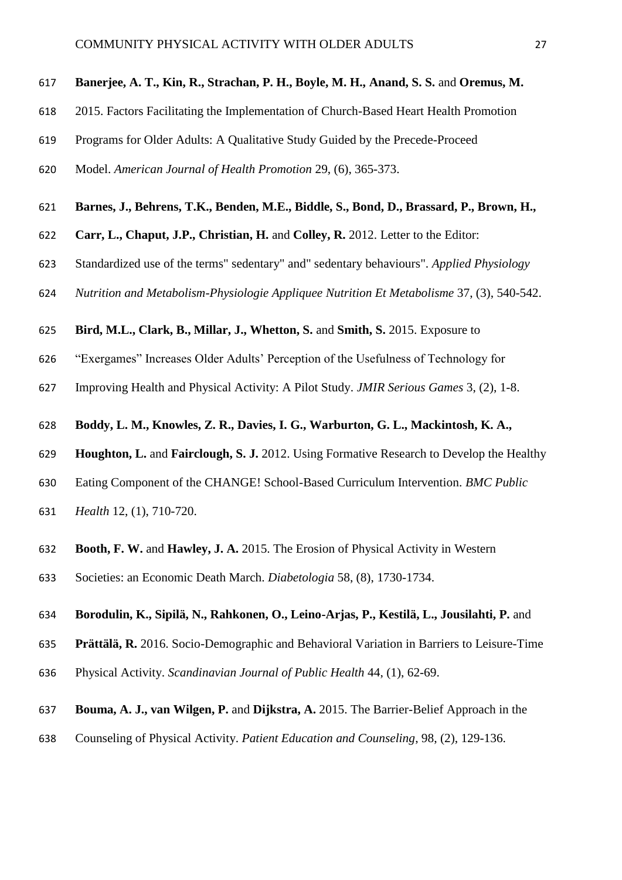**Banerjee, A. T., Kin, R., Strachan, P. H., Boyle, M. H., Anand, S. S.** and **Oremus, M.** 2015. Factors Facilitating the Implementation of Church-Based Heart Health Promotion Programs for Older Adults: A Qualitative Study Guided by the Precede-Proceed Model. *American Journal of Health Promotion* 29, (6), 365-373.

**Barnes, J., Behrens, T.K., Benden, M.E., Biddle, S., Bond, D., Brassard, P., Brown, H., Carr, L., Chaput, J.P., Christian, H.** and **Colley, R.** 2012. Letter to the Editor: Standardized use of the terms" sedentary" and" sedentary behaviours". *Applied Physiology Nutrition and Metabolism-Physiologie Appliquee Nutrition Et Metabolisme* 37, (3), 540-542.

**Bird, M.L., Clark, B., Millar, J., Whetton, S.** and **Smith, S.** 2015. Exposure to "Exergames" Increases Older Adults' Perception of the Usefulness of Technology for Improving Health and Physical Activity: A Pilot Study. *JMIR Serious Games* 3, (2), 1-8.

**Boddy, L. M., Knowles, Z. R., Davies, I. G., Warburton, G. L., Mackintosh, K. A., Houghton, L.** and **Fairclough, S. J.** 2012. Using Formative Research to Develop the Healthy Eating Component of the CHANGE! School-Based Curriculum Intervention. *BMC Public Health* 12, (1), 710-720.

**Booth, F. W.** and **Hawley, J. A.** 2015. The Erosion of Physical Activity in Western Societies: an Economic Death March. *Diabetologia* 58, (8), 1730-1734.

**Borodulin, K., Sipilä, N., Rahkonen, O., Leino-Arjas, P., Kestilä, L., Jousilahti, P.** and **Prättälä, R.** 2016. Socio-Demographic and Behavioral Variation in Barriers to Leisure-Time Physical Activity. *Scandinavian Journal of Public Health* 44, (1), 62-69.

**Bouma, A. J., van Wilgen, P.** and **Dijkstra, A.** 2015. The Barrier-Belief Approach in the Counseling of Physical Activity. *Patient Education and Counseling*, 98, (2), 129-136.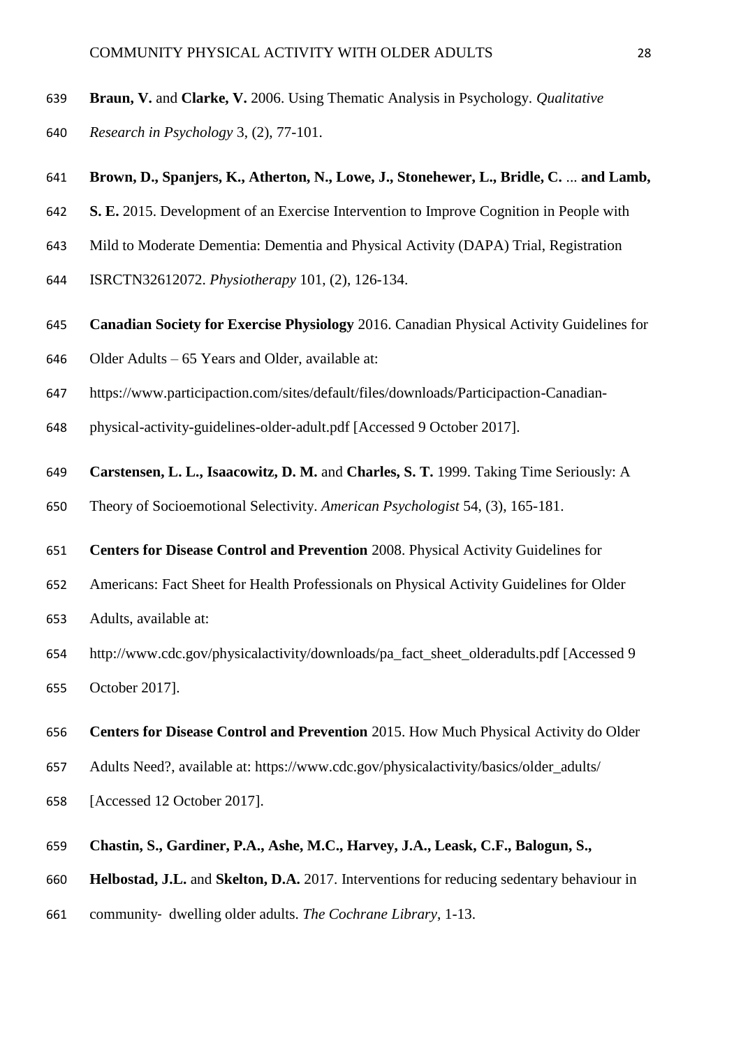**Braun, V.** and **Clarke, V.** 2006. Using Thematic Analysis in Psychology. *Qualitative Research in Psychology* 3, (2), 77-101.

**Brown, D., Spanjers, K., Atherton, N., Lowe, J., Stonehewer, L., Bridle, C.** ... **and Lamb, S. E.** 2015. Development of an Exercise Intervention to Improve Cognition in People with Mild to Moderate Dementia: Dementia and Physical Activity (DAPA) Trial, Registration ISRCTN32612072. *Physiotherapy* 101, (2), 126-134.

**Canadian Society for Exercise Physiology** 2016. Canadian Physical Activity Guidelines for Older Adults – 65 Years and Older, available at: https://www.participaction.com/sites/default/files/downloads/Participaction-Canadian-physical-activity-guidelines-older-adult.pdf [Accessed 9 October 2017].

**Carstensen, L. L., Isaacowitz, D. M.** and **Charles, S. T.** 1999. Taking Time Seriously: A Theory of Socioemotional Selectivity. *American Psychologist* 54, (3), 165-181.

**Centers for Disease Control and Prevention** 2008. Physical Activity Guidelines for Americans: Fact Sheet for Health Professionals on Physical Activity Guidelines for Older Adults, available at: http://www.cdc.gov/physicalactivity/downloads/pa_fact_sheet_olderadults.pdf [Accessed 9 October 2017].

**Centers for Disease Control and Prevention** 2015. How Much Physical Activity do Older Adults Need?, available at: https://www.cdc.gov/physicalactivity/basics/older_adults/ [Accessed 12 October 2017].

**Chastin, S., Gardiner, P.A., Ashe, M.C., Harvey, J.A., Leask, C.F., Balogun, S., Helbostad, J.L.** and **Skelton, D.A.** 2017. Interventions for reducing sedentary behaviour in community- dwelling older adults. *The Cochrane Library*, 1-13.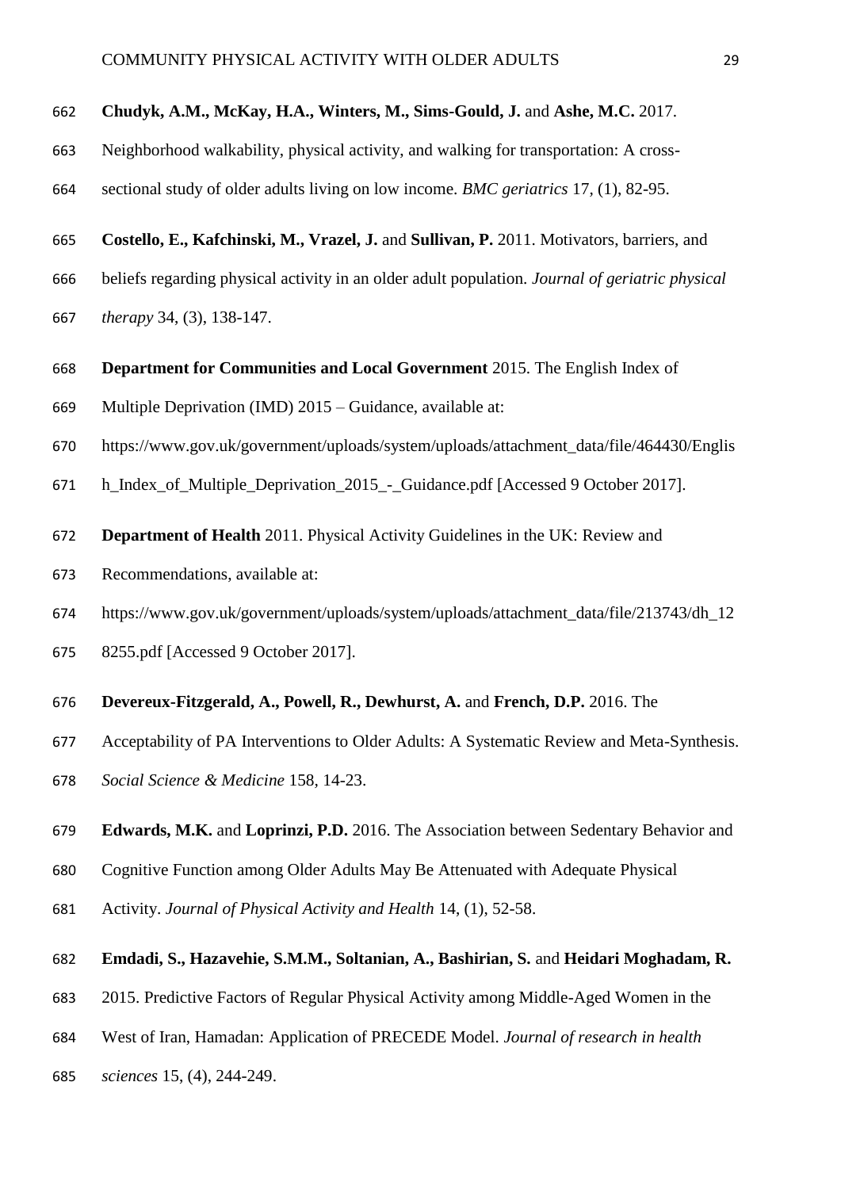**Chudyk, A.M., McKay, H.A., Winters, M., Sims-Gould, J.** and **Ashe, M.C.** 2017. Neighborhood walkability, physical activity, and walking for transportation: A cross-sectional study of older adults living on low income. *BMC geriatrics* 17, (1), 82-95.

**Costello, E., Kafchinski, M., Vrazel, J.** and **Sullivan, P.** 2011. Motivators, barriers, and beliefs regarding physical activity in an older adult population. *Journal of geriatric physical therapy* 34, (3), 138-147.

**Department for Communities and Local Government** 2015. The English Index of Multiple Deprivation (IMD) 2015 – Guidance, available at: https://www.gov.uk/government/uploads/system/uploads/attachment_data/file/464430/English_Index_of_Multiple_Deprivation_2015_-_Guidance.pdf [Accessed 9 October 2017].

**Department of Health** 2011. Physical Activity Guidelines in the UK: Review and Recommendations, available at: https://www.gov.uk/government/uploads/system/uploads/attachment_data/file/213743/dh_128255.pdf [Accessed 9 October 2017].

**Devereux-Fitzgerald, A., Powell, R., Dewhurst, A.** and **French, D.P.** 2016. The Acceptability of PA Interventions to Older Adults: A Systematic Review and Meta-Synthesis. *Social Science & Medicine* 158, 14-23.

**Edwards, M.K.** and **Loprinzi, P.D.** 2016. The Association between Sedentary Behavior and Cognitive Function among Older Adults May Be Attenuated with Adequate Physical Activity. *Journal of Physical Activity and Health* 14, (1), 52-58.

**Emdadi, S., Hazavehie, S.M.M., Soltanian, A., Bashirian, S.** and **Heidari Moghadam, R.** 2015. Predictive Factors of Regular Physical Activity among Middle-Aged Women in the West of Iran, Hamadan: Application of PRECEDE Model. *Journal of research in health sciences* 15, (4), 244-249.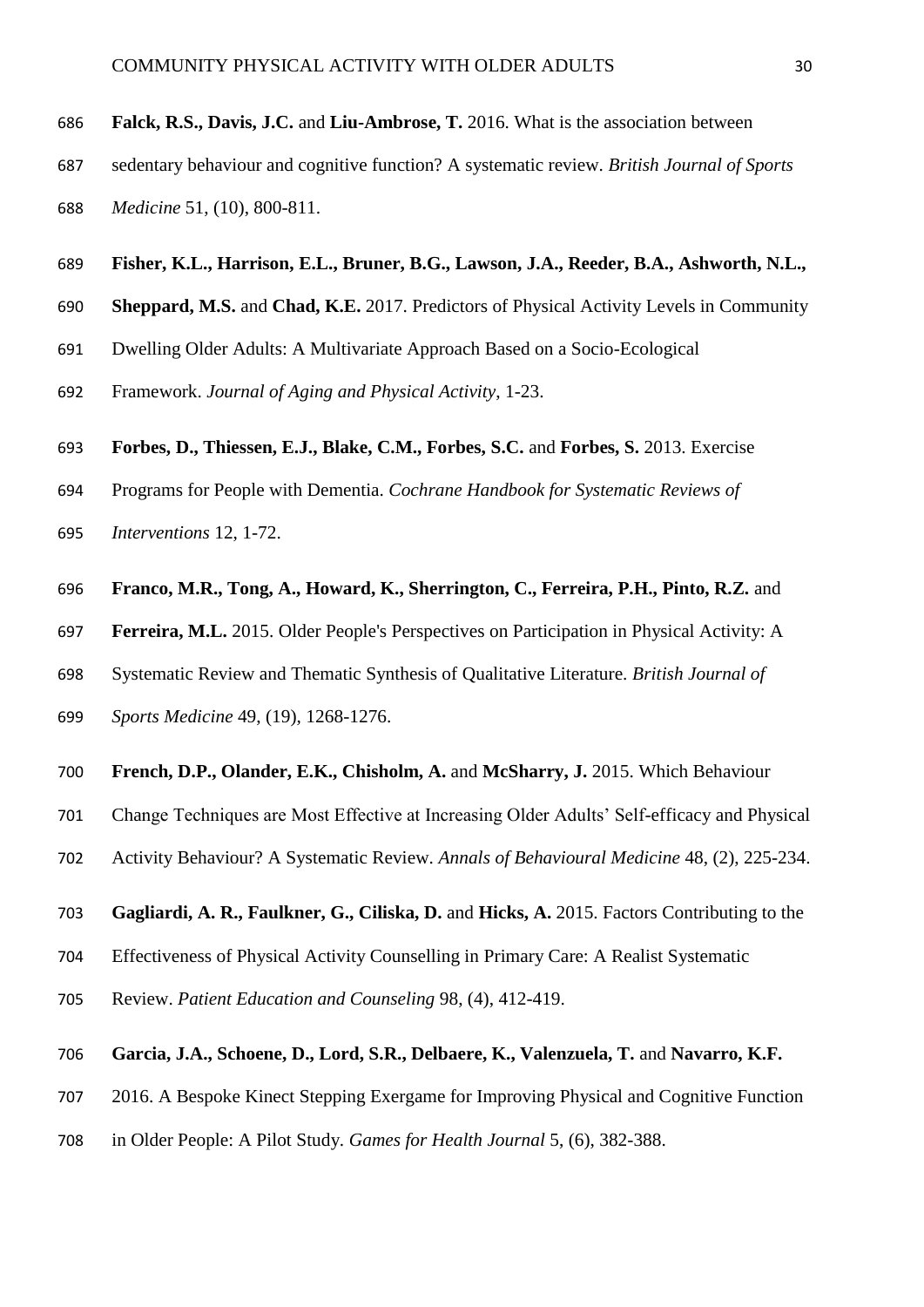**Falck, R.S., Davis, J.C.** and **Liu-Ambrose, T.** 2016. What is the association between sedentary behaviour and cognitive function? A systematic review. *British Journal of Sports Medicine* 51, (10), 800-811.

**Fisher, K.L., Harrison, E.L., Bruner, B.G., Lawson, J.A., Reeder, B.A., Ashworth, N.L., Sheppard, M.S.** and **Chad, K.E.** 2017. Predictors of Physical Activity Levels in Community Dwelling Older Adults: A Multivariate Approach Based on a Socio-Ecological Framework. *Journal of Aging and Physical Activity*, 1-23.

**Forbes, D., Thiessen, E.J., Blake, C.M., Forbes, S.C.** and **Forbes, S.** 2013. Exercise Programs for People with Dementia. *Cochrane Handbook for Systematic Reviews of Interventions* 12, 1-72.

**Franco, M.R., Tong, A., Howard, K., Sherrington, C., Ferreira, P.H., Pinto, R.Z.** and **Ferreira, M.L.** 2015. Older People's Perspectives on Participation in Physical Activity: A Systematic Review and Thematic Synthesis of Qualitative Literature. *British Journal of Sports Medicine* 49, (19), 1268-1276.

**French, D.P., Olander, E.K., Chisholm, A.** and **McSharry, J.** 2015. Which Behaviour Change Techniques are Most Effective at Increasing Older Adults' Self-efficacy and Physical Activity Behaviour? A Systematic Review. *Annals of Behavioural Medicine* 48, (2), 225-234.

**Gagliardi, A. R., Faulkner, G., Ciliska, D.** and **Hicks, A.** 2015. Factors Contributing to the Effectiveness of Physical Activity Counselling in Primary Care: A Realist Systematic Review. *Patient Education and Counseling* 98, (4), 412-419.

**Garcia, J.A., Schoene, D., Lord, S.R., Delbaere, K., Valenzuela, T.** and **Navarro, K.F.** 2016. A Bespoke Kinect Stepping Exergame for Improving Physical and Cognitive Function in Older People: A Pilot Study. *Games for Health Journal* 5, (6), 382-388.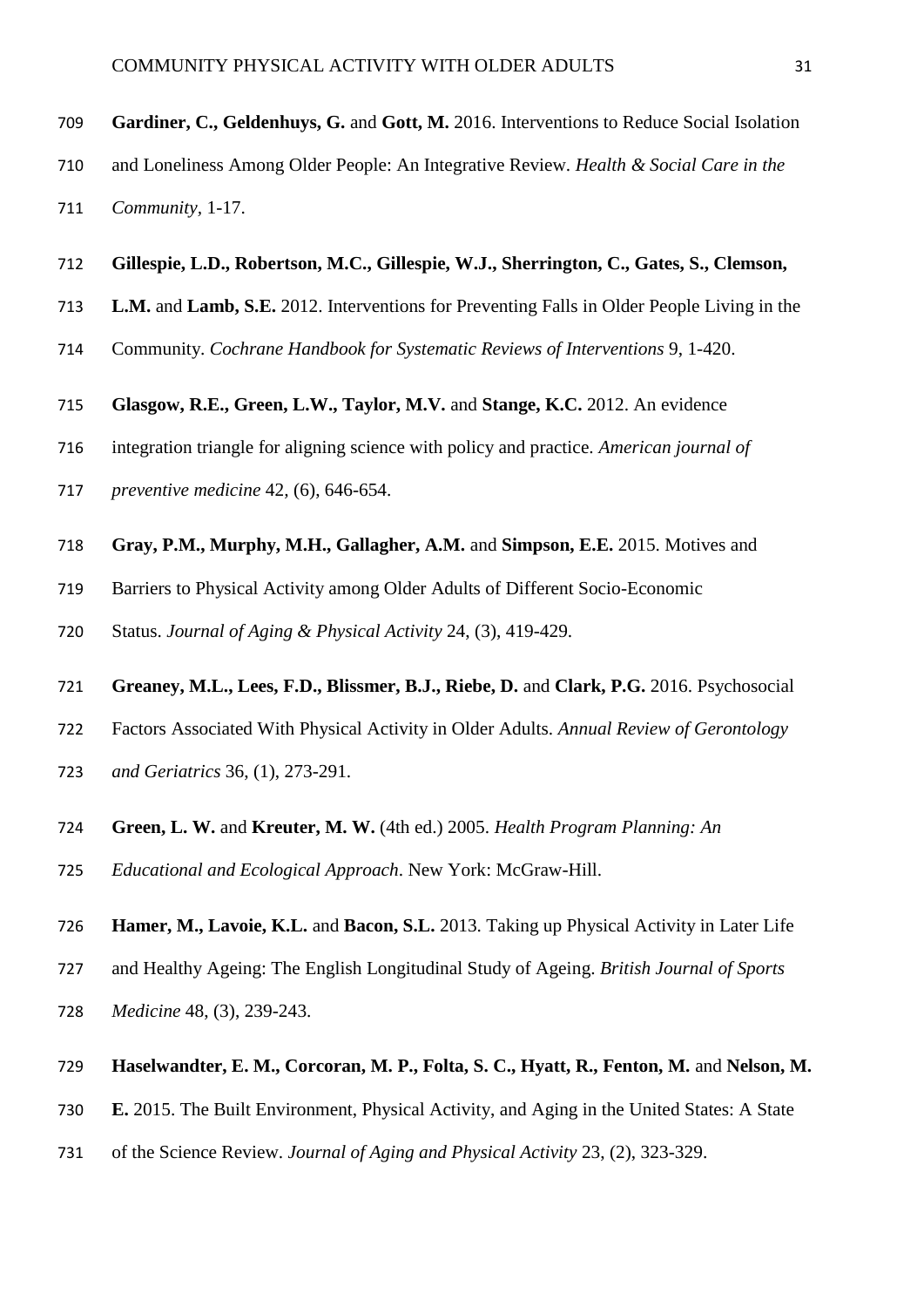**Gardiner, C., Geldenhuys, G.** and **Gott, M.** 2016. Interventions to Reduce Social Isolation and Loneliness Among Older People: An Integrative Review. *Health & Social Care in the Community*, 1-17.

**Gillespie, L.D., Robertson, M.C., Gillespie, W.J., Sherrington, C., Gates, S., Clemson, L.M.** and **Lamb, S.E.** 2012. Interventions for Preventing Falls in Older People Living in the Community. *Cochrane Handbook for Systematic Reviews of Interventions* 9, 1-420.

**Glasgow, R.E., Green, L.W., Taylor, M.V.** and **Stange, K.C.** 2012. An evidence integration triangle for aligning science with policy and practice. *American journal of preventive medicine* 42, (6), 646-654.

**Gray, P.M., Murphy, M.H., Gallagher, A.M.** and **Simpson, E.E.** 2015. Motives and Barriers to Physical Activity among Older Adults of Different Socio-Economic Status. *Journal of Aging & Physical Activity* 24, (3), 419-429.

**Greaney, M.L., Lees, F.D., Blissmer, B.J., Riebe, D.** and **Clark, P.G.** 2016. Psychosocial Factors Associated With Physical Activity in Older Adults. *Annual Review of Gerontology and Geriatrics* 36, (1), 273-291.

**Green, L. W.** and **Kreuter, M. W.** (4th ed.) 2005. *Health Program Planning: An Educational and Ecological Approach*. New York: McGraw-Hill.

**Hamer, M., Lavoie, K.L.** and **Bacon, S.L.** 2013. Taking up Physical Activity in Later Life and Healthy Ageing: The English Longitudinal Study of Ageing. *British Journal of Sports Medicine* 48, (3), 239-243.

**Haselwandter, E. M., Corcoran, M. P., Folta, S. C., Hyatt, R., Fenton, M.** and **Nelson, M. E.** 2015. The Built Environment, Physical Activity, and Aging in the United States: A State of the Science Review. *Journal of Aging and Physical Activity* 23, (2), 323-329.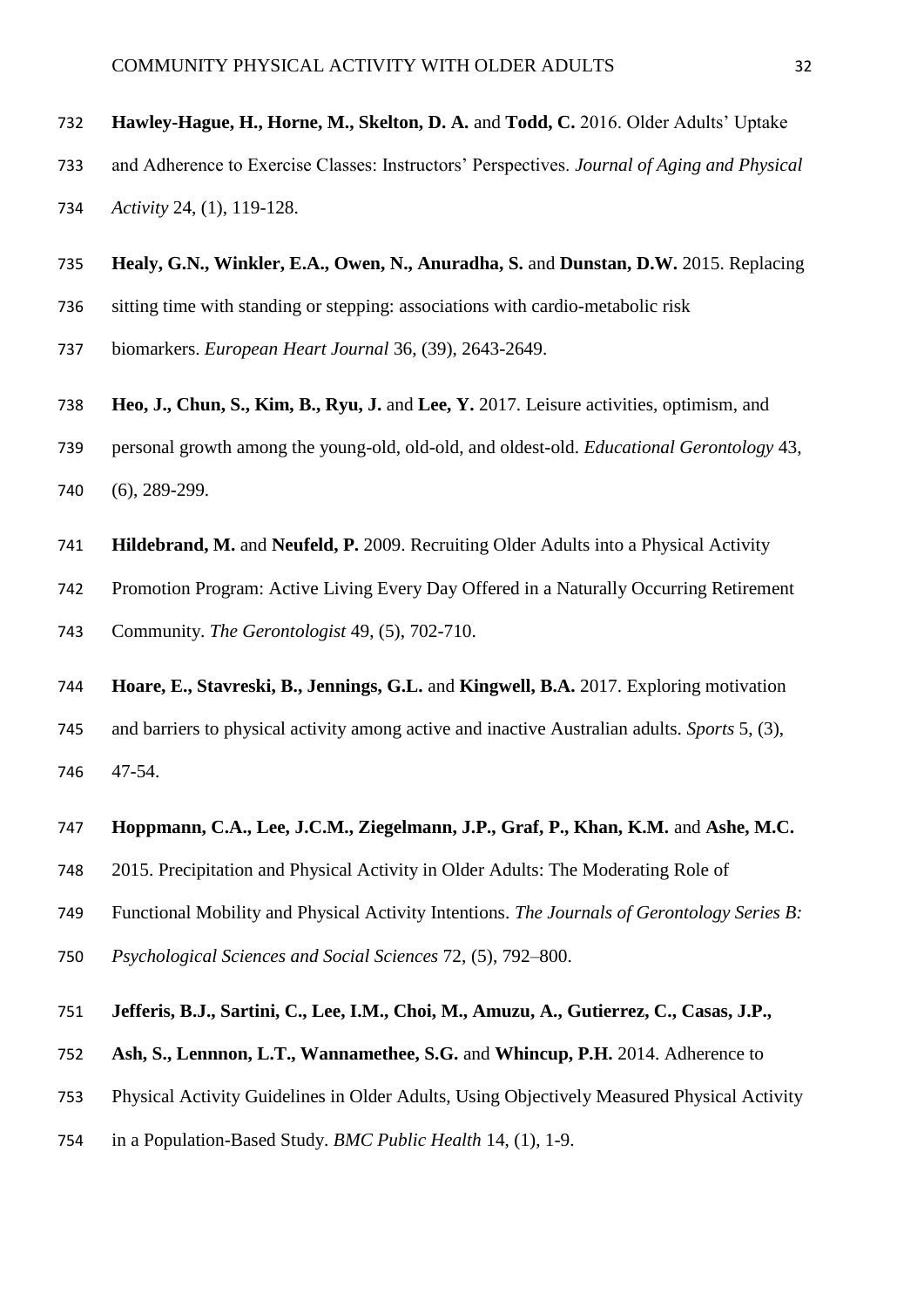**Hawley-Hague, H., Horne, M., Skelton, D. A.** and **Todd, C.** 2016. Older Adults' Uptake and Adherence to Exercise Classes: Instructors' Perspectives. *Journal of Aging and Physical Activity* 24, (1), 119-128.

**Healy, G.N., Winkler, E.A., Owen, N., Anuradha, S.** and **Dunstan, D.W.** 2015. Replacing sitting time with standing or stepping: associations with cardio-metabolic risk biomarkers. *European Heart Journal* 36, (39), 2643-2649.

**Heo, J., Chun, S., Kim, B., Ryu, J.** and **Lee, Y.** 2017. Leisure activities, optimism, and personal growth among the young-old, old-old, and oldest-old. *Educational Gerontology* 43, (6), 289-299.

**Hildebrand, M.** and **Neufeld, P.** 2009. Recruiting Older Adults into a Physical Activity Promotion Program: Active Living Every Day Offered in a Naturally Occurring Retirement Community. *The Gerontologist* 49, (5), 702-710.

**Hoare, E., Stavreski, B., Jennings, G.L.** and **Kingwell, B.A.** 2017. Exploring motivation and barriers to physical activity among active and inactive Australian adults. *Sports* 5, (3), 47-54.

**Hoppmann, C.A., Lee, J.C.M., Ziegelmann, J.P., Graf, P., Khan, K.M.** and **Ashe, M.C.** 2015. Precipitation and Physical Activity in Older Adults: The Moderating Role of Functional Mobility and Physical Activity Intentions. *The Journals of Gerontology Series B: Psychological Sciences and Social Sciences* 72, (5), 792–800.

**Jefferis, B.J., Sartini, C., Lee, I.M., Choi, M., Amuzu, A., Gutierrez, C., Casas, J.P., Ash, S., Lennnon, L.T., Wannamethee, S.G.** and **Whincup, P.H.** 2014. Adherence to Physical Activity Guidelines in Older Adults, Using Objectively Measured Physical Activity in a Population-Based Study. *BMC Public Health* 14, (1), 1-9.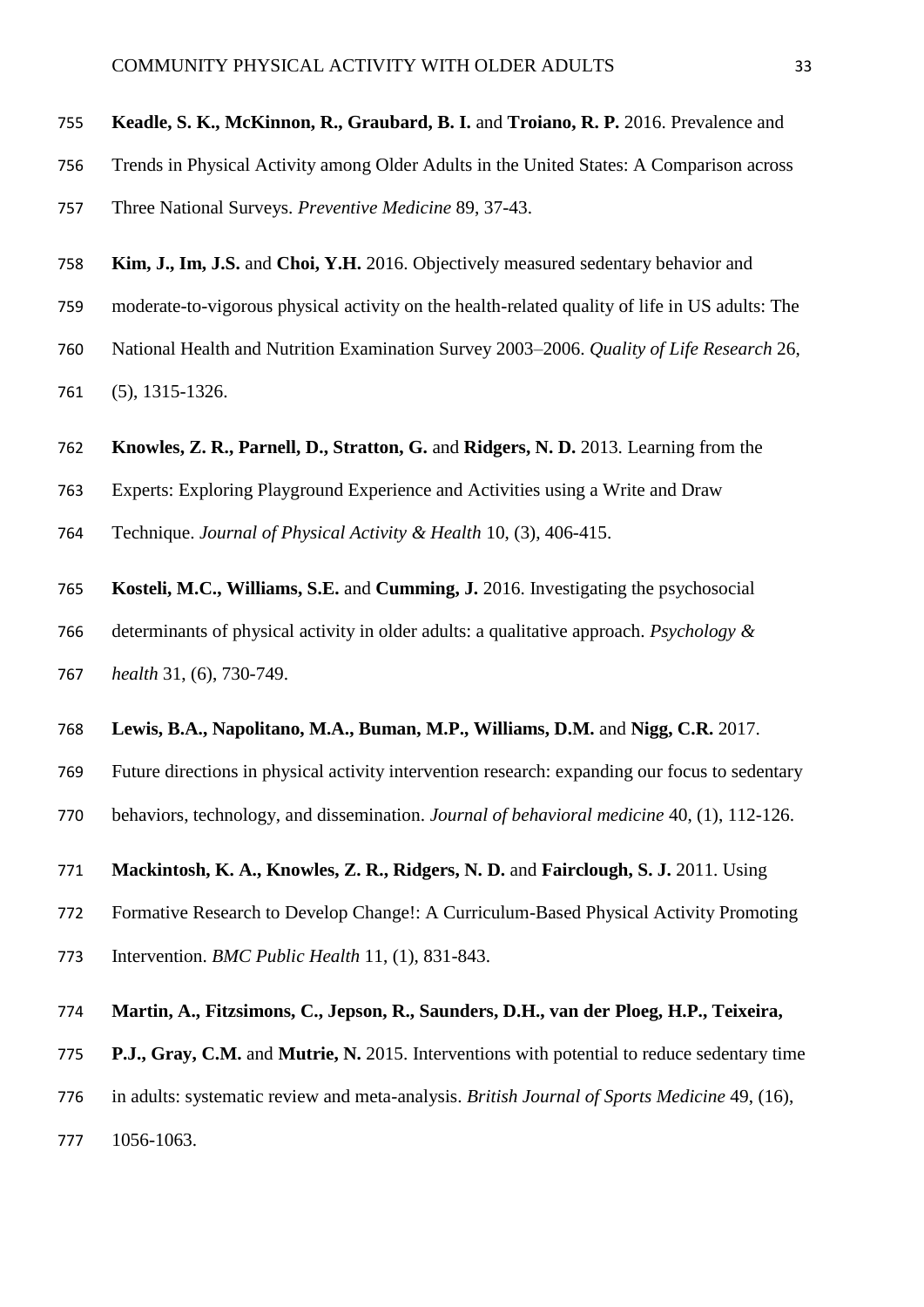**Keadle, S. K., McKinnon, R., Graubard, B. I.** and **Troiano, R. P.** 2016. Prevalence and Trends in Physical Activity among Older Adults in the United States: A Comparison across Three National Surveys. *Preventive Medicine* 89, 37-43.

**Kim, J., Im, J.S.** and **Choi, Y.H.** 2016. Objectively measured sedentary behavior and moderate-to-vigorous physical activity on the health-related quality of life in US adults: The National Health and Nutrition Examination Survey 2003–2006. *Quality of Life Research* 26, (5), 1315-1326.

**Knowles, Z. R., Parnell, D., Stratton, G.** and **Ridgers, N. D.** 2013. Learning from the Experts: Exploring Playground Experience and Activities using a Write and Draw Technique. *Journal of Physical Activity & Health* 10, (3), 406-415.

**Kosteli, M.C., Williams, S.E.** and **Cumming, J.** 2016. Investigating the psychosocial determinants of physical activity in older adults: a qualitative approach. *Psychology & health* 31, (6), 730-749.

**Lewis, B.A., Napolitano, M.A., Buman, M.P., Williams, D.M.** and **Nigg, C.R.** 2017. Future directions in physical activity intervention research: expanding our focus to sedentary behaviors, technology, and dissemination. *Journal of behavioral medicine* 40, (1), 112-126.

**Mackintosh, K. A., Knowles, Z. R., Ridgers, N. D.** and **Fairclough, S. J.** 2011. Using Formative Research to Develop Change!: A Curriculum-Based Physical Activity Promoting Intervention. *BMC Public Health* 11, (1), 831-843.

**Martin, A., Fitzsimons, C., Jepson, R., Saunders, D.H., van der Ploeg, H.P., Teixeira, P.J., Gray, C.M.** and **Mutrie, N.** 2015. Interventions with potential to reduce sedentary time in adults: systematic review and meta-analysis. *British Journal of Sports Medicine* 49, (16), 1056-1063.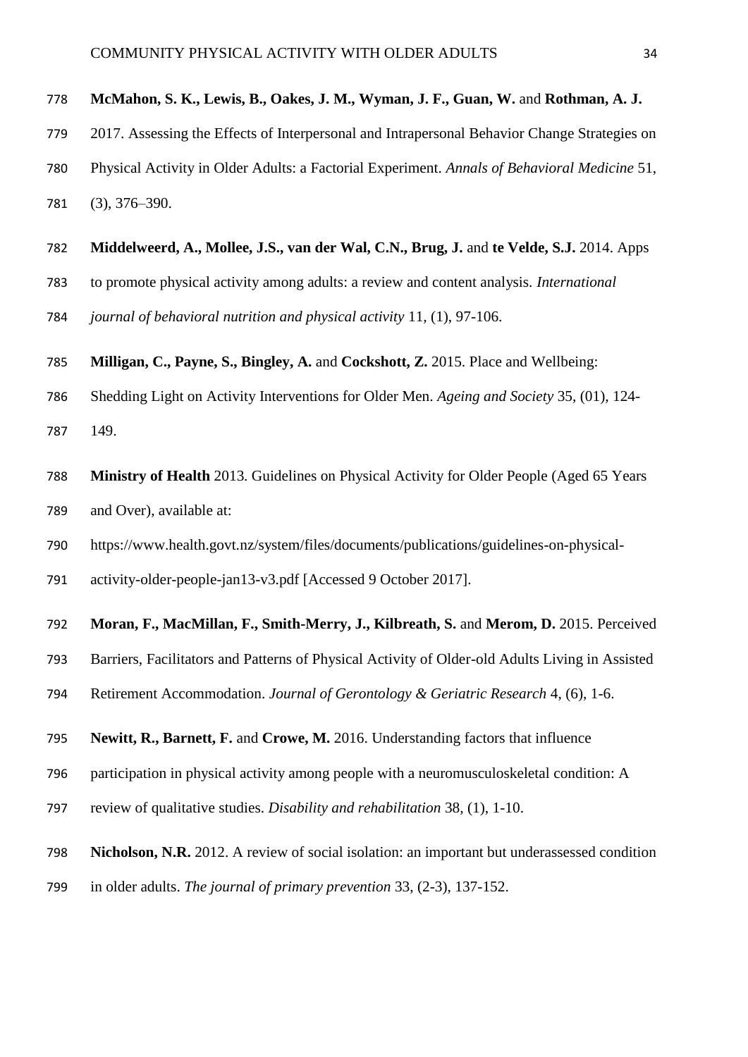**McMahon, S. K., Lewis, B., Oakes, J. M., Wyman, J. F., Guan, W.** and **Rothman, A. J.** 2017. Assessing the Effects of Interpersonal and Intrapersonal Behavior Change Strategies on Physical Activity in Older Adults: a Factorial Experiment. *Annals of Behavioral Medicine* 51, (3), 376–390.

**Middelweerd, A., Mollee, J.S., van der Wal, C.N., Brug, J.** and **te Velde, S.J.** 2014. Apps to promote physical activity among adults: a review and content analysis. *International journal of behavioral nutrition and physical activity* 11, (1), 97-106.

**Milligan, C., Payne, S., Bingley, A.** and **Cockshott, Z.** 2015. Place and Wellbeing: Shedding Light on Activity Interventions for Older Men. *Ageing and Society* 35, (01), 124-149.

**Ministry of Health** 2013. Guidelines on Physical Activity for Older People (Aged 65 Years and Over), available at: https://www.health.govt.nz/system/files/documents/publications/guidelines-on-physical-activity-older-people-jan13-v3.pdf [Accessed 9 October 2017].

**Moran, F., MacMillan, F., Smith-Merry, J., Kilbreath, S.** and **Merom, D.** 2015. Perceived Barriers, Facilitators and Patterns of Physical Activity of Older-old Adults Living in Assisted Retirement Accommodation. *Journal of Gerontology & Geriatric Research* 4, (6), 1-6.

**Newitt, R., Barnett, F.** and **Crowe, M.** 2016. Understanding factors that influence participation in physical activity among people with a neuromusculoskeletal condition: A review of qualitative studies. *Disability and rehabilitation* 38, (1), 1-10.

**Nicholson, N.R.** 2012. A review of social isolation: an important but underassessed condition in older adults. *The journal of primary prevention* 33, (2-3), 137-152.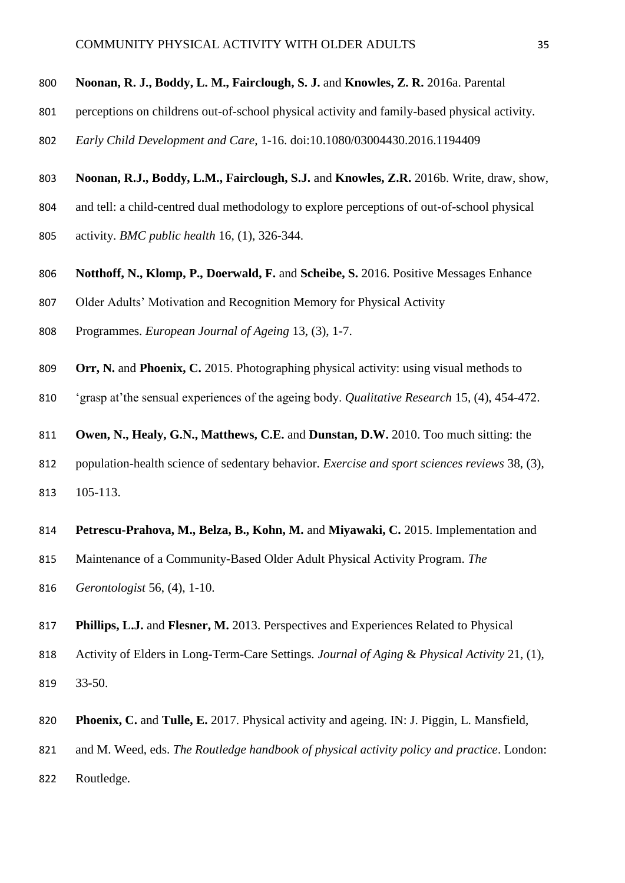**Noonan, R. J., Boddy, L. M., Fairclough, S. J.** and **Knowles, Z. R.** 2016a. Parental perceptions on childrens out-of-school physical activity and family-based physical activity. *Early Child Development and Care*, 1-16. doi:10.1080/03004430.2016.1194409

**Noonan, R.J., Boddy, L.M., Fairclough, S.J.** and **Knowles, Z.R.** 2016b. Write, draw, show, and tell: a child-centred dual methodology to explore perceptions of out-of-school physical activity. *BMC public health* 16, (1), 326-344.

**Notthoff, N., Klomp, P., Doerwald, F.** and **Scheibe, S.** 2016. Positive Messages Enhance Older Adults' Motivation and Recognition Memory for Physical Activity Programmes. *European Journal of Ageing* 13, (3), 1-7.

**Orr, N.** and **Phoenix, C.** 2015. Photographing physical activity: using visual methods to 'grasp at'the sensual experiences of the ageing body. *Qualitative Research* 15, (4), 454-472.

**Owen, N., Healy, G.N., Matthews, C.E.** and **Dunstan, D.W.** 2010. Too much sitting: the population-health science of sedentary behavior. *Exercise and sport sciences reviews* 38, (3), 105-113.

**Petrescu-Prahova, M., Belza, B., Kohn, M.** and **Miyawaki, C.** 2015. Implementation and Maintenance of a Community-Based Older Adult Physical Activity Program. *The Gerontologist* 56, (4), 1-10.

**Phillips, L.J.** and **Flesner, M.** 2013. Perspectives and Experiences Related to Physical Activity of Elders in Long-Term-Care Settings. *Journal of Aging* & *Physical Activity* 21, (1), 33-50.

**Phoenix, C.** and **Tulle, E.** 2017. Physical activity and ageing. IN: J. Piggin, L. Mansfield, and M. Weed, eds. *The Routledge handbook of physical activity policy and practice*. London: Routledge.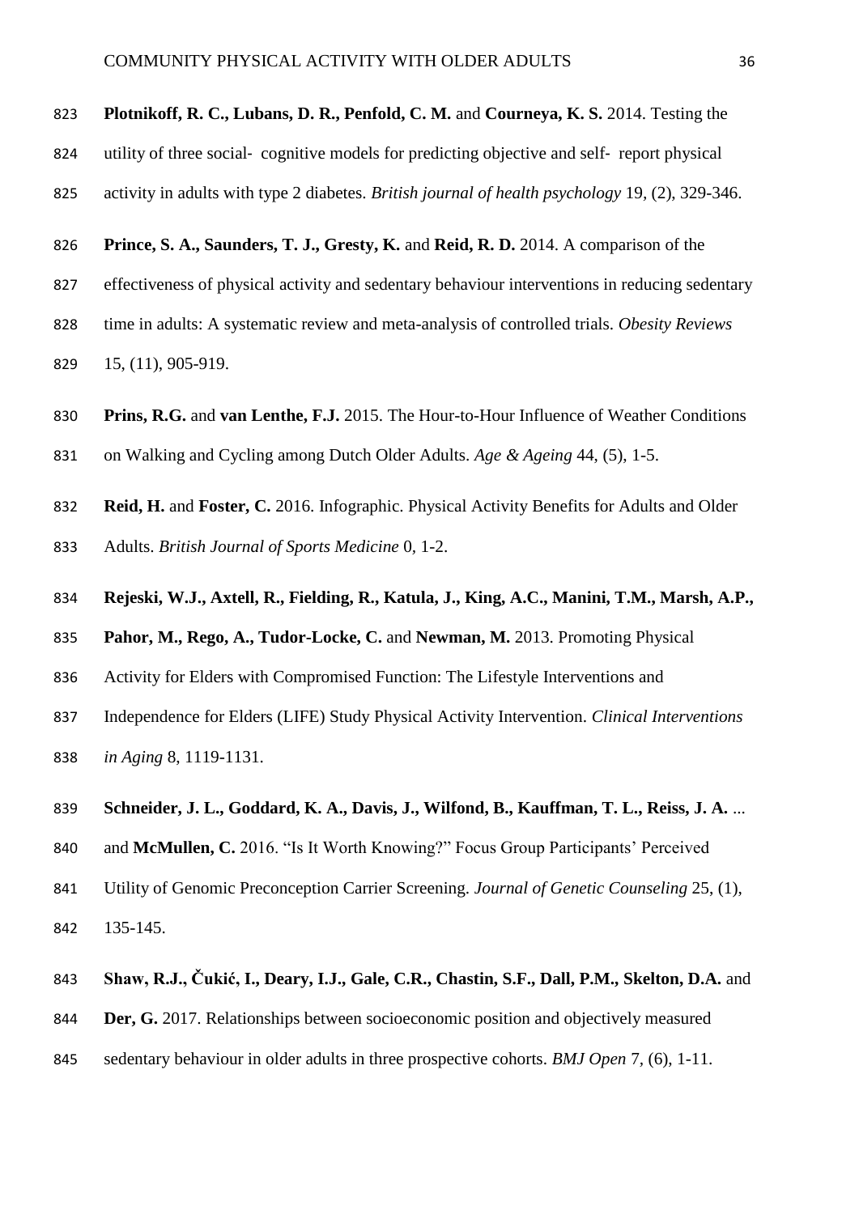**Plotnikoff, R. C., Lubans, D. R., Penfold, C. M.** and **Courneya, K. S.** 2014. Testing the utility of three social- cognitive models for predicting objective and self- report physical activity in adults with type 2 diabetes. *British journal of health psychology* 19, (2), 329-346.

**Prince, S. A., Saunders, T. J., Gresty, K.** and **Reid, R. D.** 2014. A comparison of the effectiveness of physical activity and sedentary behaviour interventions in reducing sedentary time in adults: A systematic review and meta-analysis of controlled trials. *Obesity Reviews* 15, (11), 905-919.

**Prins, R.G.** and **van Lenthe, F.J.** 2015. The Hour-to-Hour Influence of Weather Conditions on Walking and Cycling among Dutch Older Adults. *Age & Ageing* 44, (5), 1-5.

**Reid, H.** and **Foster, C.** 2016. Infographic. Physical Activity Benefits for Adults and Older Adults. *British Journal of Sports Medicine* 0, 1-2.

**Rejeski, W.J., Axtell, R., Fielding, R., Katula, J., King, A.C., Manini, T.M., Marsh, A.P., Pahor, M., Rego, A., Tudor-Locke, C.** and **Newman, M.** 2013. Promoting Physical Activity for Elders with Compromised Function: The Lifestyle Interventions and Independence for Elders (LIFE) Study Physical Activity Intervention. *Clinical Interventions in Aging* 8, 1119-1131.

**Schneider, J. L., Goddard, K. A., Davis, J., Wilfond, B., Kauffman, T. L., Reiss, J. A.** ... and **McMullen, C.** 2016. "Is It Worth Knowing?" Focus Group Participants' Perceived Utility of Genomic Preconception Carrier Screening. *Journal of Genetic Counseling* 25, (1), 135-145.

**Shaw, R.J., Čukić, I., Deary, I.J., Gale, C.R., Chastin, S.F., Dall, P.M., Skelton, D.A.** and **Der, G.** 2017. Relationships between socioeconomic position and objectively measured sedentary behaviour in older adults in three prospective cohorts. *BMJ Open* 7, (6), 1-11.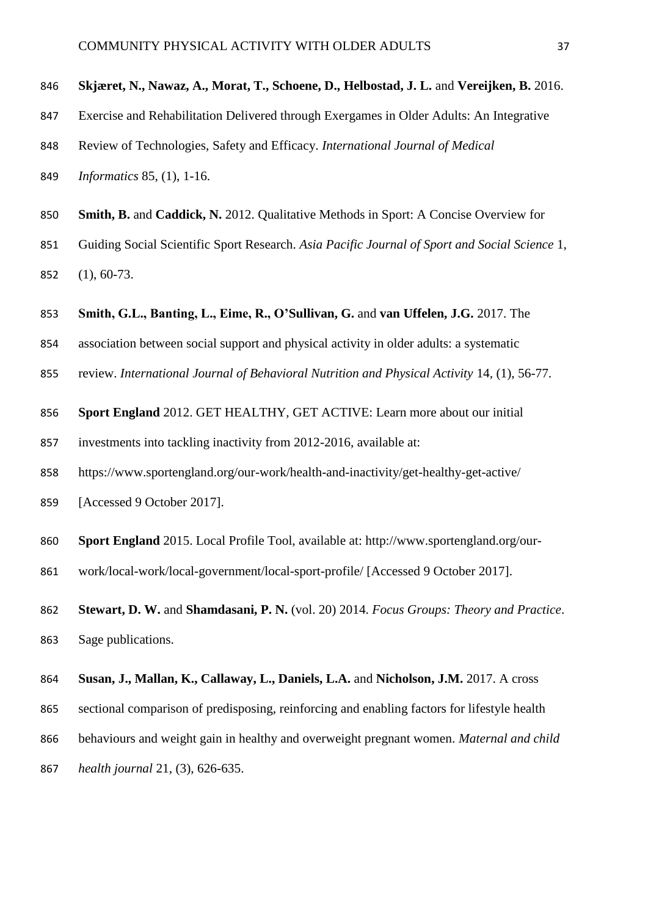**Skjæret, N., Nawaz, A., Morat, T., Schoene, D., Helbostad, J. L.** and **Vereijken, B.** 2016. Exercise and Rehabilitation Delivered through Exergames in Older Adults: An Integrative Review of Technologies, Safety and Efficacy. *International Journal of Medical Informatics* 85, (1), 1-16.

**Smith, B.** and **Caddick, N.** 2012. Qualitative Methods in Sport: A Concise Overview for Guiding Social Scientific Sport Research. *Asia Pacific Journal of Sport and Social Science* 1, (1), 60-73.

**Smith, G.L., Banting, L., Eime, R., O'Sullivan, G.** and **van Uffelen, J.G.** 2017. The association between social support and physical activity in older adults: a systematic review. *International Journal of Behavioral Nutrition and Physical Activity* 14, (1), 56-77.

**Sport England** 2012. GET HEALTHY, GET ACTIVE: Learn more about our initial investments into tackling inactivity from 2012-2016, available at: https://www.sportengland.org/our-work/health-and-inactivity/get-healthy-get-active/ [Accessed 9 October 2017].

**Sport England** 2015. Local Profile Tool, available at: http://www.sportengland.org/our-work/local-work/local-government/local-sport-profile/ [Accessed 9 October 2017].

**Stewart, D. W.** and **Shamdasani, P. N.** (vol. 20) 2014. *Focus Groups: Theory and Practice*. Sage publications.

**Susan, J., Mallan, K., Callaway, L., Daniels, L.A.** and **Nicholson, J.M.** 2017. A cross sectional comparison of predisposing, reinforcing and enabling factors for lifestyle health behaviours and weight gain in healthy and overweight pregnant women. *Maternal and child health journal* 21, (3), 626-635.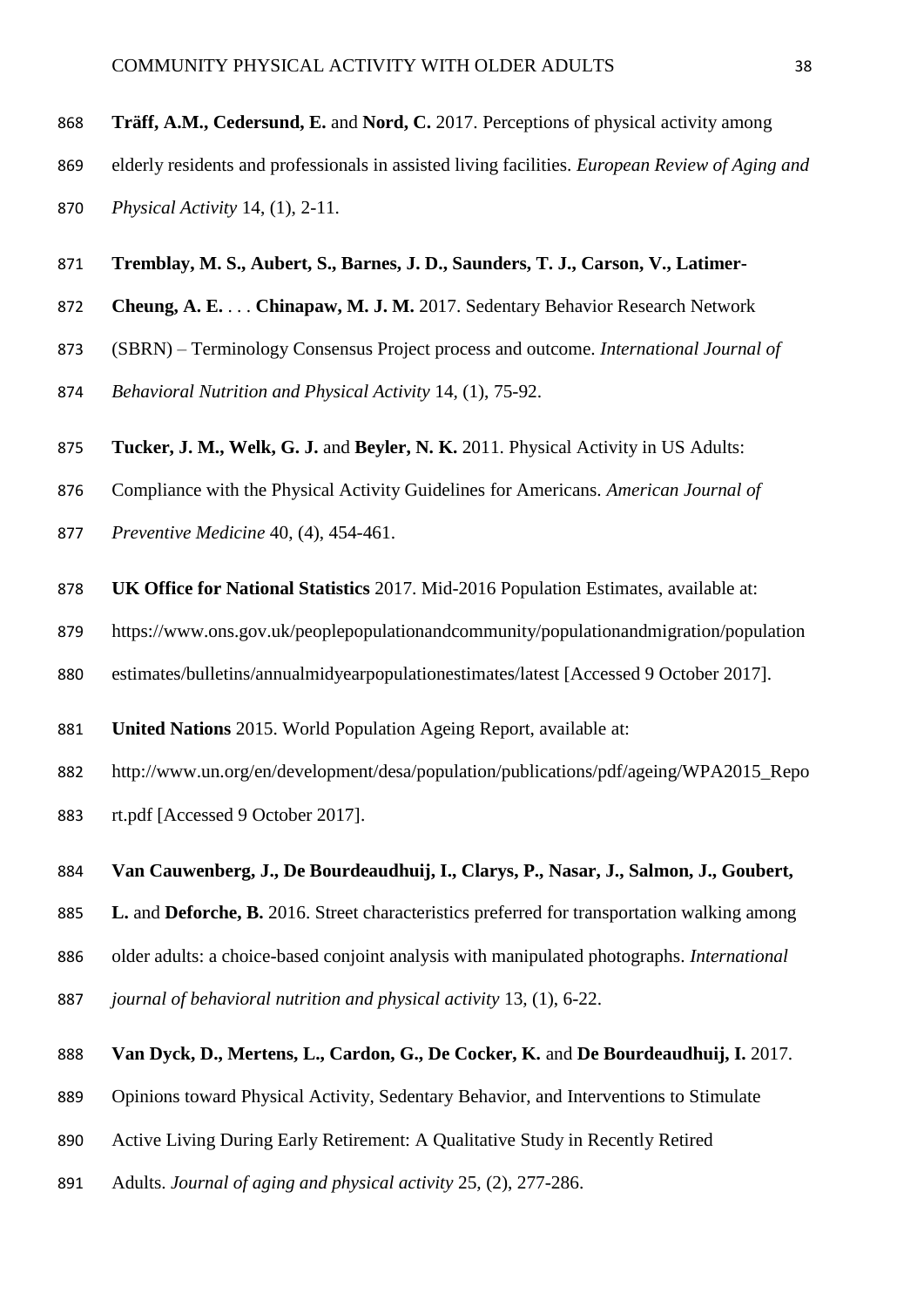**Träff, A.M., Cedersund, E.** and **Nord, C.** 2017. Perceptions of physical activity among elderly residents and professionals in assisted living facilities. *European Review of Aging and Physical Activity* 14, (1), 2-11.

**Tremblay, M. S., Aubert, S., Barnes, J. D., Saunders, T. J., Carson, V., Latimer-Cheung, A. E.** . . . **Chinapaw, M. J. M.** 2017. Sedentary Behavior Research Network (SBRN) – Terminology Consensus Project process and outcome. *International Journal of Behavioral Nutrition and Physical Activity* 14, (1), 75-92.

**Tucker, J. M., Welk, G. J.** and **Beyler, N. K.** 2011. Physical Activity in US Adults: Compliance with the Physical Activity Guidelines for Americans. *American Journal of Preventive Medicine* 40, (4), 454-461.

**UK Office for National Statistics** 2017. Mid-2016 Population Estimates, available at: https://www.ons.gov.uk/peoplepopulationandcommunity/populationandmigration/populationestimates/bulletins/annualmidyearpopulationestimates/latest [Accessed 9 October 2017].

**United Nations** 2015. World Population Ageing Report, available at: http://www.un.org/en/development/desa/population/publications/pdf/ageing/WPA2015_Report.pdf [Accessed 9 October 2017].

**Van Cauwenberg, J., De Bourdeaudhuij, I., Clarys, P., Nasar, J., Salmon, J., Goubert, L.** and **Deforche, B.** 2016. Street characteristics preferred for transportation walking among older adults: a choice-based conjoint analysis with manipulated photographs. *International journal of behavioral nutrition and physical activity* 13, (1), 6-22.

**Van Dyck, D., Mertens, L., Cardon, G., De Cocker, K.** and **De Bourdeaudhuij, I.** 2017. Opinions toward Physical Activity, Sedentary Behavior, and Interventions to Stimulate Active Living During Early Retirement: A Qualitative Study in Recently Retired Adults. *Journal of aging and physical activity* 25, (2), 277-286.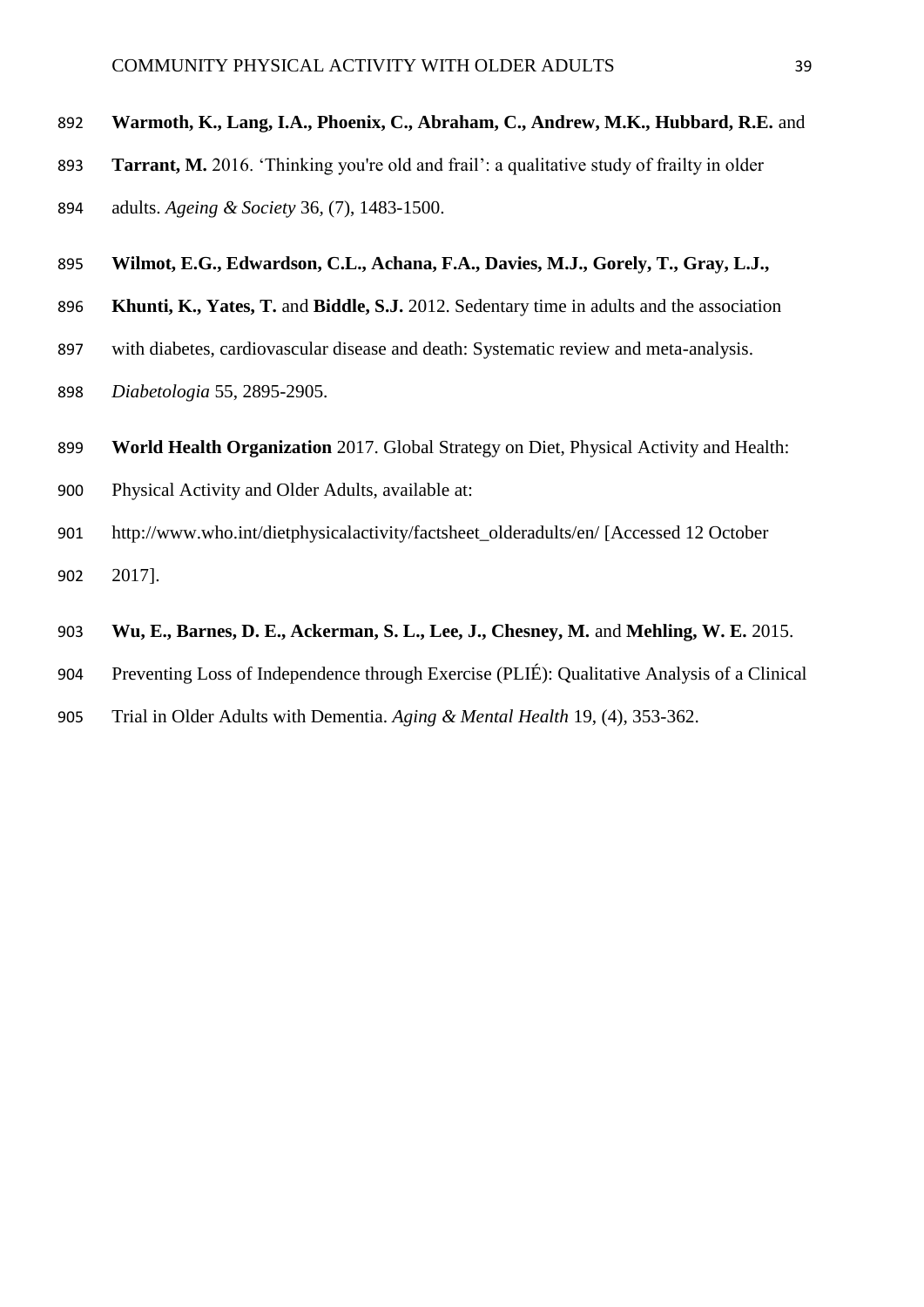**Warmoth, K., Lang, I.A., Phoenix, C., Abraham, C., Andrew, M.K., Hubbard, R.E.** and **Tarrant, M.** 2016. 'Thinking you're old and frail': a qualitative study of frailty in older adults. *Ageing & Society* 36, (7), 1483-1500.

**Wilmot, E.G., Edwardson, C.L., Achana, F.A., Davies, M.J., Gorely, T., Gray, L.J., Khunti, K., Yates, T.** and **Biddle, S.J.** 2012. Sedentary time in adults and the association with diabetes, cardiovascular disease and death: Systematic review and meta-analysis. *Diabetologia* 55, 2895-2905.

**World Health Organization** 2017. Global Strategy on Diet, Physical Activity and Health: Physical Activity and Older Adults, available at: http://www.who.int/dietphysicalactivity/factsheet_olderadults/en/ [Accessed 12 October 2017].

**Wu, E., Barnes, D. E., Ackerman, S. L., Lee, J., Chesney, M.** and **Mehling, W. E.** 2015. Preventing Loss of Independence through Exercise (PLIÉ): Qualitative Analysis of a Clinical Trial in Older Adults with Dementia. *Aging & Mental Health* 19, (4), 353-362.